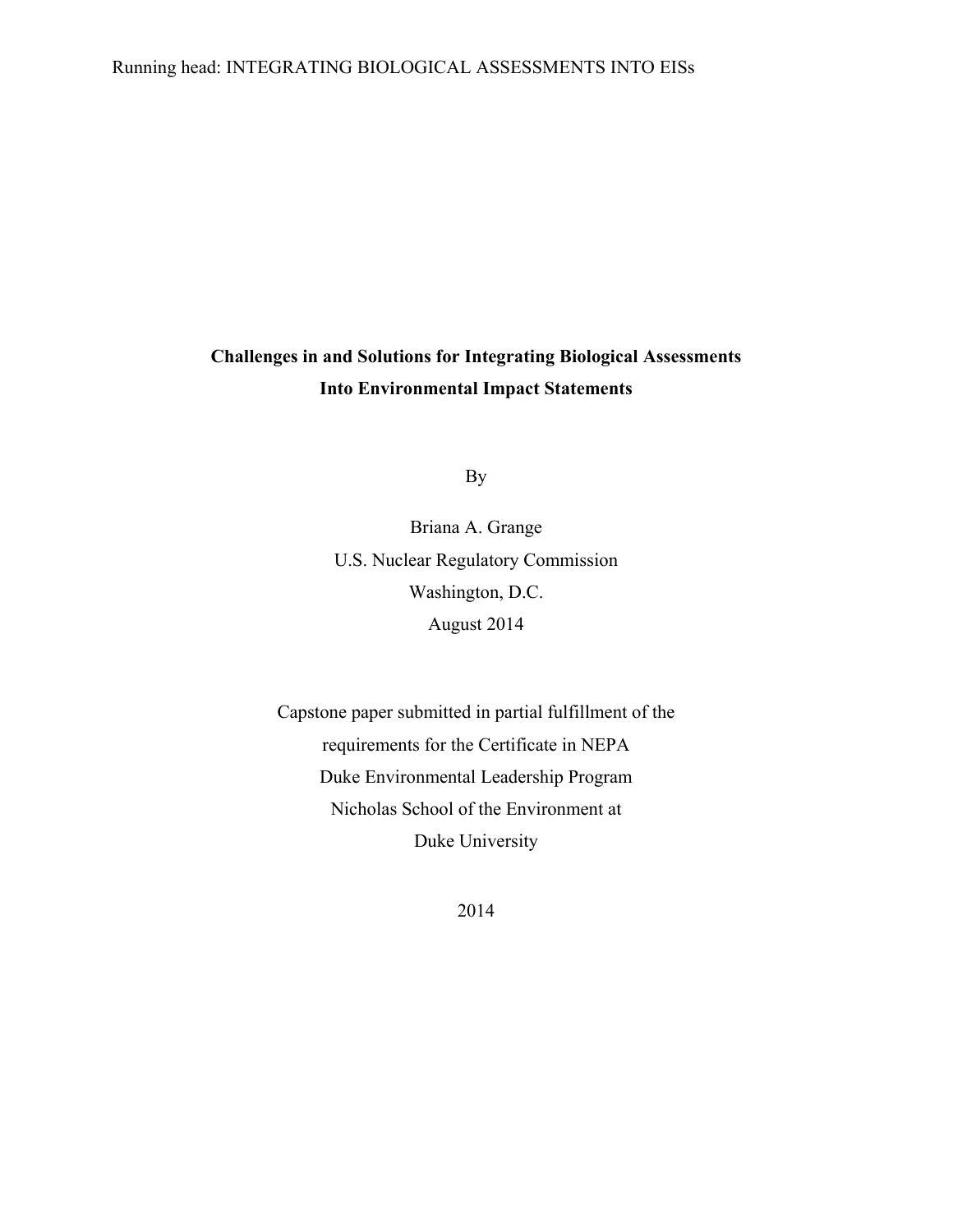# Challenges in and Solutions for Integrating Biological Assessments Into Environmental Impact Statements

By

Briana A. Grange

U.S. Nuclear Regulatory Commission

Washington, D.C.

August 2014

Capstone paper submitted in partial fulfillment of the requirements for the Certificate in NEPA

Duke Environmental Leadership Program

Nicholas School of the Environment at

Duke University

2014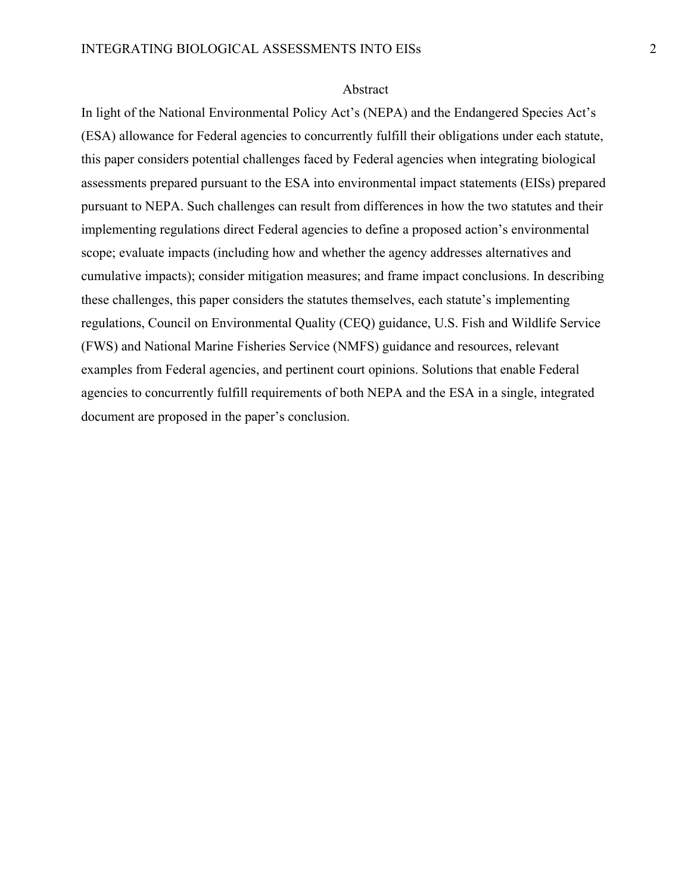## Abstract

In light of the National Environmental Policy Act's (NEPA) and the Endangered Species Act's (ESA) allowance for Federal agencies to concurrently fulfill their obligations under each statute, this paper considers potential challenges faced by Federal agencies when integrating biological assessments prepared pursuant to the ESA into environmental impact statements (EISs) prepared pursuant to NEPA. Such challenges can result from differences in how the two statutes and their implementing regulations direct Federal agencies to define a proposed action's environmental scope; evaluate impacts (including how and whether the agency addresses alternatives and cumulative impacts); consider mitigation measures; and frame impact conclusions. In describing these challenges, this paper considers the statutes themselves, each statute's implementing regulations, Council on Environmental Quality (CEQ) guidance, U.S. Fish and Wildlife Service (FWS) and National Marine Fisheries Service (NMFS) guidance and resources, relevant examples from Federal agencies, and pertinent court opinions. Solutions that enable Federal agencies to concurrently fulfill requirements of both NEPA and the ESA in a single, integrated document are proposed in the paper's conclusion.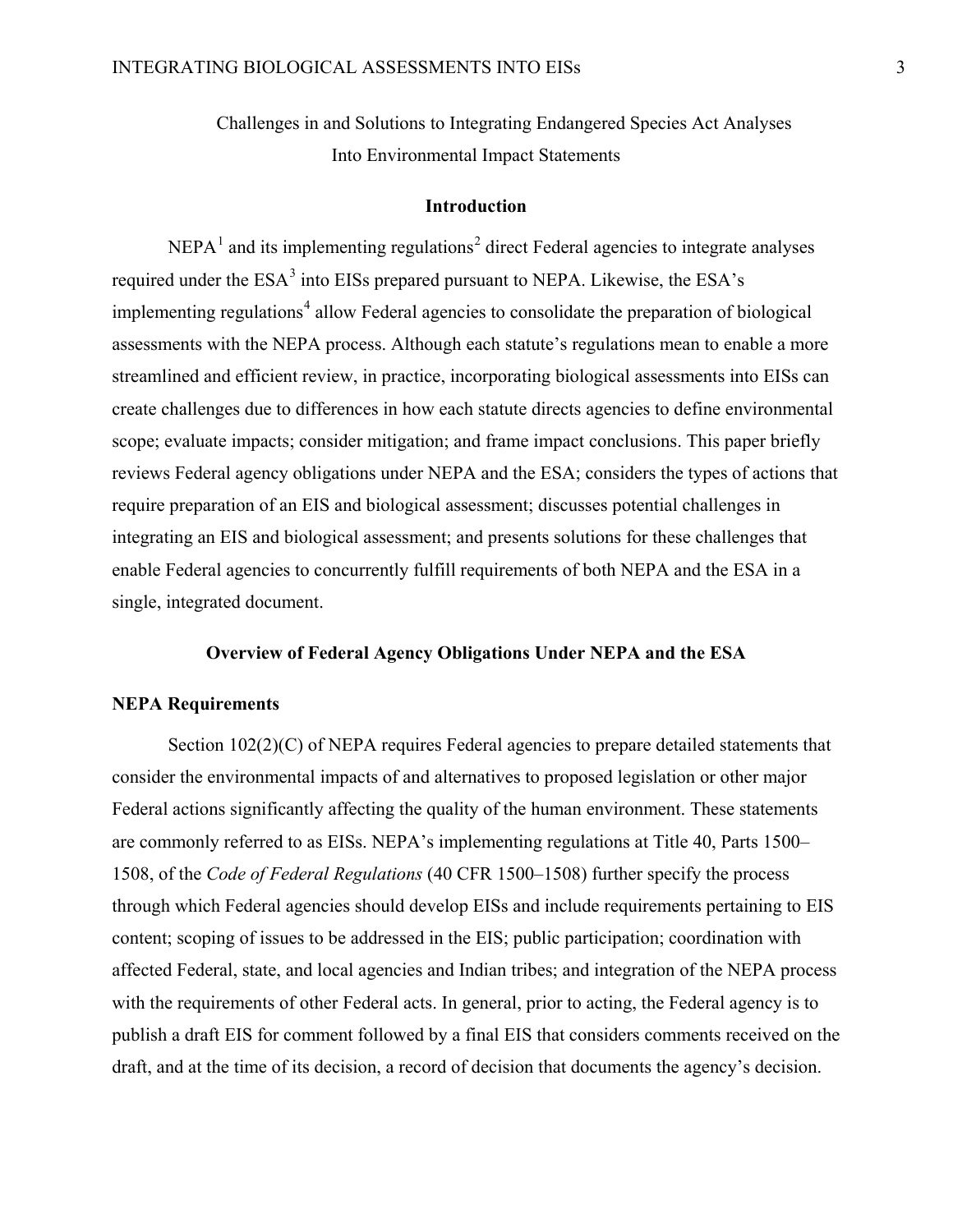# Challenges in and Solutions to Integrating Endangered Species Act Analyses Into Environmental Impact Statements

## Introduction

NEPA[1] and its implementing regulations[2] direct Federal agencies to integrate analyses required under the ESA[3] into EISs prepared pursuant to NEPA. Likewise, the ESA's implementing regulations[4] allow Federal agencies to consolidate the preparation of biological assessments with the NEPA process. Although each statute's regulations mean to enable a more streamlined and efficient review, in practice, incorporating biological assessments into EISs can create challenges due to differences in how each statute directs agencies to define environmental scope; evaluate impacts; consider mitigation; and frame impact conclusions. This paper briefly reviews Federal agency obligations under NEPA and the ESA; considers the types of actions that require preparation of an EIS and biological assessment; discusses potential challenges in integrating an EIS and biological assessment; and presents solutions for these challenges that enable Federal agencies to concurrently fulfill requirements of both NEPA and the ESA in a single, integrated document.

## Overview of Federal Agency Obligations Under NEPA and the ESA

### NEPA Requirements

Section 102(2)(C) of NEPA requires Federal agencies to prepare detailed statements that consider the environmental impacts of and alternatives to proposed legislation or other major Federal actions significantly affecting the quality of the human environment. These statements are commonly referred to as EISs. NEPA's implementing regulations at Title 40, Parts 1500–1508, of the *Code of Federal Regulations* (40 CFR 1500–1508) further specify the process through which Federal agencies should develop EISs and include requirements pertaining to EIS content; scoping of issues to be addressed in the EIS; public participation; coordination with affected Federal, state, and local agencies and Indian tribes; and integration of the NEPA process with the requirements of other Federal acts. In general, prior to acting, the Federal agency is to publish a draft EIS for comment followed by a final EIS that considers comments received on the draft, and at the time of its decision, a record of decision that documents the agency's decision.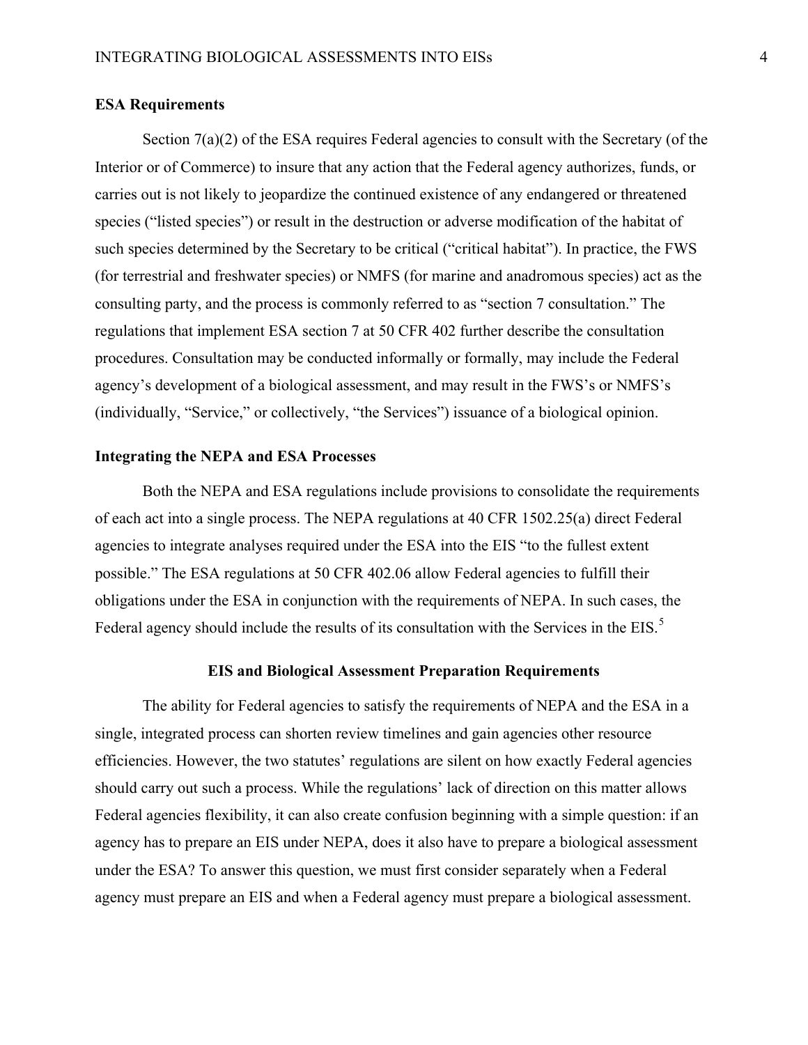### ESA Requirements

Section 7(a)(2) of the ESA requires Federal agencies to consult with the Secretary (of the Interior or of Commerce) to insure that any action that the Federal agency authorizes, funds, or carries out is not likely to jeopardize the continued existence of any endangered or threatened species ("listed species") or result in the destruction or adverse modification of the habitat of such species determined by the Secretary to be critical ("critical habitat"). In practice, the FWS (for terrestrial and freshwater species) or NMFS (for marine and anadromous species) act as the consulting party, and the process is commonly referred to as "section 7 consultation." The regulations that implement ESA section 7 at 50 CFR 402 further describe the consultation procedures. Consultation may be conducted informally or formally, may include the Federal agency's development of a biological assessment, and may result in the FWS's or NMFS's (individually, "Service," or collectively, "the Services") issuance of a biological opinion.

### Integrating the NEPA and ESA Processes

Both the NEPA and ESA regulations include provisions to consolidate the requirements of each act into a single process. The NEPA regulations at 40 CFR 1502.25(a) direct Federal agencies to integrate analyses required under the ESA into the EIS "to the fullest extent possible." The ESA regulations at 50 CFR 402.06 allow Federal agencies to fulfill their obligations under the ESA in conjunction with the requirements of NEPA. In such cases, the Federal agency should include the results of its consultation with the Services in the EIS.[5]

## EIS and Biological Assessment Preparation Requirements

The ability for Federal agencies to satisfy the requirements of NEPA and the ESA in a single, integrated process can shorten review timelines and gain agencies other resource efficiencies. However, the two statutes' regulations are silent on how exactly Federal agencies should carry out such a process. While the regulations' lack of direction on this matter allows Federal agencies flexibility, it can also create confusion beginning with a simple question: if an agency has to prepare an EIS under NEPA, does it also have to prepare a biological assessment under the ESA? To answer this question, we must first consider separately when a Federal agency must prepare an EIS and when a Federal agency must prepare a biological assessment.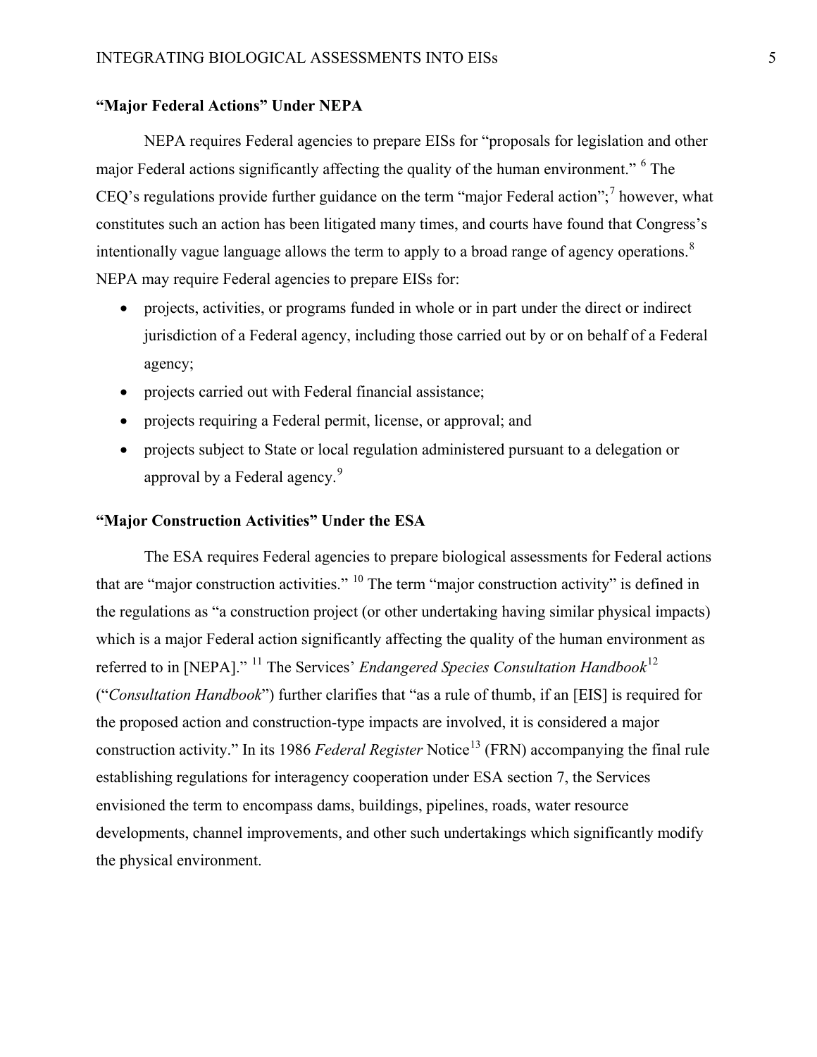### "Major Federal Actions" Under NEPA

NEPA requires Federal agencies to prepare EISs for "proposals for legislation and other major Federal actions significantly affecting the quality of the human environment." [6] The CEQ's regulations provide further guidance on the term "major Federal action";[7] however, what constitutes such an action has been litigated many times, and courts have found that Congress's intentionally vague language allows the term to apply to a broad range of agency operations.[8] NEPA may require Federal agencies to prepare EISs for:

- projects, activities, or programs funded in whole or in part under the direct or indirect jurisdiction of a Federal agency, including those carried out by or on behalf of a Federal agency;
- projects carried out with Federal financial assistance;
- projects requiring a Federal permit, license, or approval; and
- projects subject to State or local regulation administered pursuant to a delegation or approval by a Federal agency.[9]

### "Major Construction Activities" Under the ESA

The ESA requires Federal agencies to prepare biological assessments for Federal actions that are "major construction activities." [10] The term "major construction activity" is defined in the regulations as "a construction project (or other undertaking having similar physical impacts) which is a major Federal action significantly affecting the quality of the human environment as referred to in [NEPA]." [11] The Services' *Endangered Species Consultation Handbook*[12] ("*Consultation Handbook*") further clarifies that "as a rule of thumb, if an [EIS] is required for the proposed action and construction-type impacts are involved, it is considered a major construction activity." In its 1986 *Federal Register* Notice[13] (FRN) accompanying the final rule establishing regulations for interagency cooperation under ESA section 7, the Services envisioned the term to encompass dams, buildings, pipelines, roads, water resource developments, channel improvements, and other such undertakings which significantly modify the physical environment.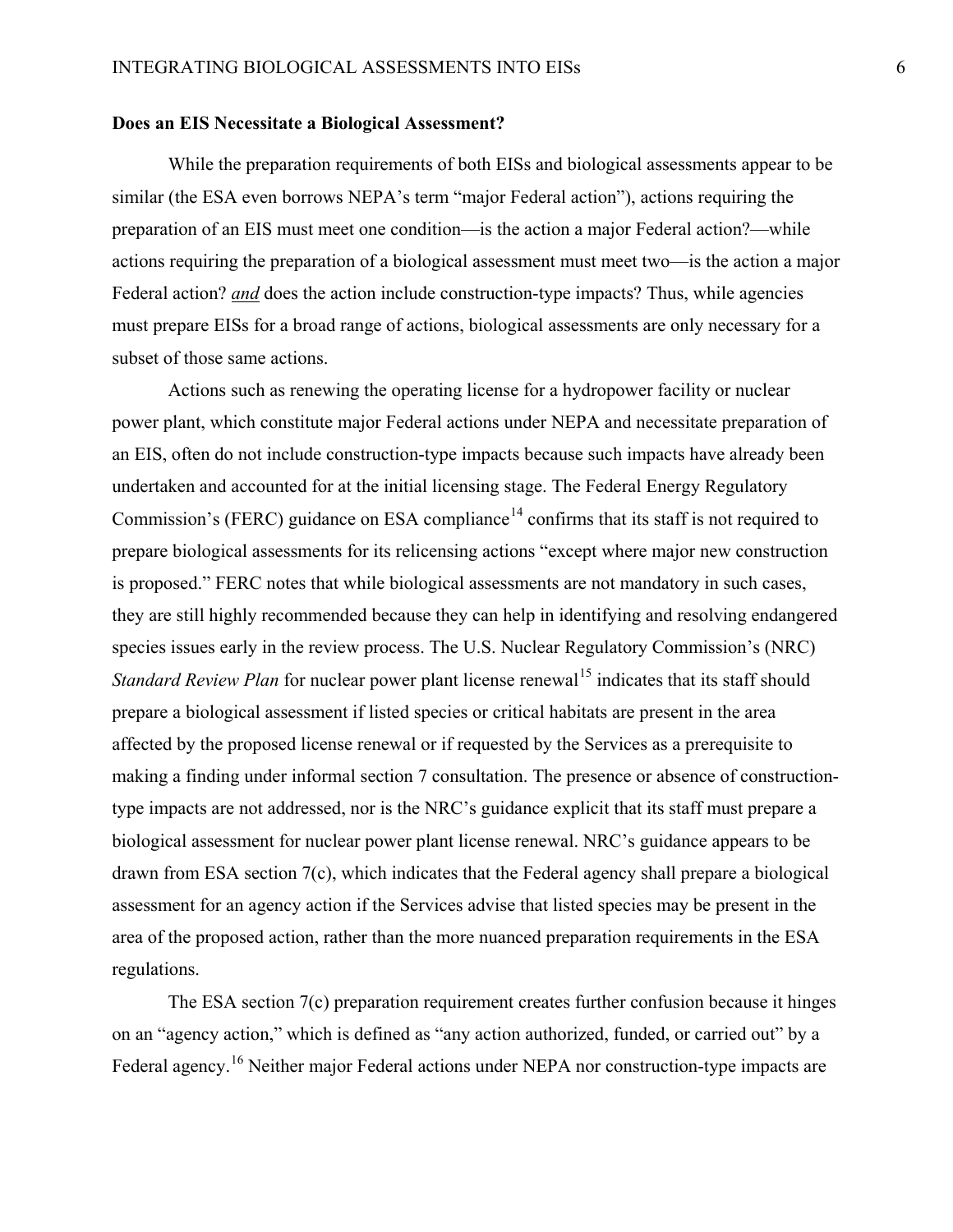**Does an EIS Necessitate a Biological Assessment?**

While the preparation requirements of both EISs and biological assessments appear to be similar (the ESA even borrows NEPA's term "major Federal action"), actions requiring the preparation of an EIS must meet one condition—is the action a major Federal action?—while actions requiring the preparation of a biological assessment must meet two—is the action a major Federal action? ***and*** does the action include construction-type impacts? Thus, while agencies must prepare EISs for a broad range of actions, biological assessments are only necessary for a subset of those same actions.

Actions such as renewing the operating license for a hydropower facility or nuclear power plant, which constitute major Federal actions under NEPA and necessitate preparation of an EIS, often do not include construction-type impacts because such impacts have already been undertaken and accounted for at the initial licensing stage. The Federal Energy Regulatory Commission's (FERC) guidance on ESA compliance[14] confirms that its staff is not required to prepare biological assessments for its relicensing actions "except where major new construction is proposed." FERC notes that while biological assessments are not mandatory in such cases, they are still highly recommended because they can help in identifying and resolving endangered species issues early in the review process. The U.S. Nuclear Regulatory Commission's (NRC) *Standard Review Plan* for nuclear power plant license renewal[15] indicates that its staff should prepare a biological assessment if listed species or critical habitats are present in the area affected by the proposed license renewal or if requested by the Services as a prerequisite to making a finding under informal section 7 consultation. The presence or absence of construction-type impacts are not addressed, nor is the NRC's guidance explicit that its staff must prepare a biological assessment for nuclear power plant license renewal. NRC's guidance appears to be drawn from ESA section 7(c), which indicates that the Federal agency shall prepare a biological assessment for an agency action if the Services advise that listed species may be present in the area of the proposed action, rather than the more nuanced preparation requirements in the ESA regulations.

The ESA section 7(c) preparation requirement creates further confusion because it hinges on an "agency action," which is defined as "any action authorized, funded, or carried out" by a Federal agency.[16] Neither major Federal actions under NEPA nor construction-type impacts are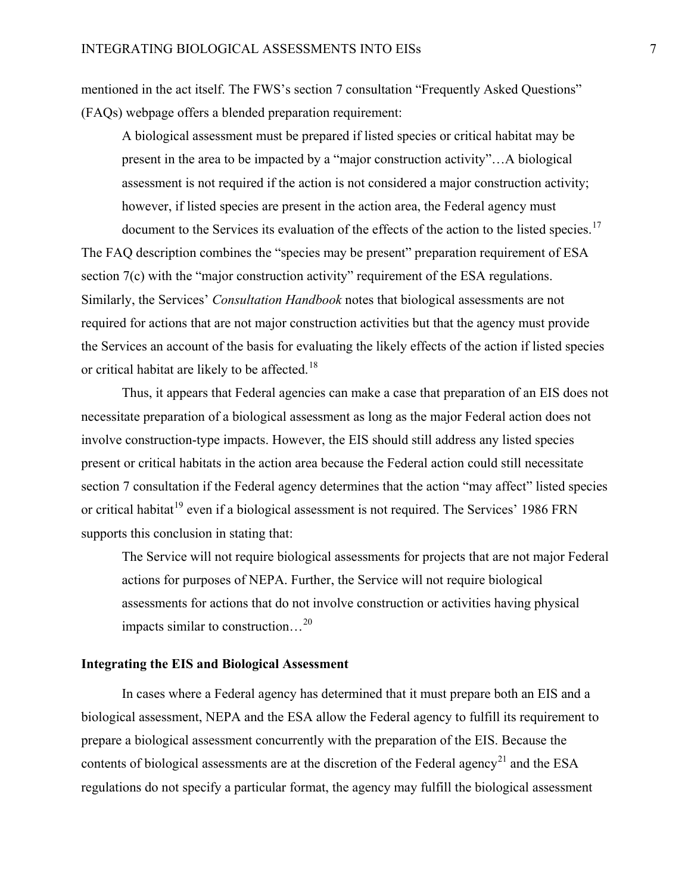mentioned in the act itself. The FWS's section 7 consultation "Frequently Asked Questions" (FAQs) webpage offers a blended preparation requirement:

> A biological assessment must be prepared if listed species or critical habitat may be present in the area to be impacted by a "major construction activity"…A biological assessment is not required if the action is not considered a major construction activity; however, if listed species are present in the action area, the Federal agency must document to the Services its evaluation of the effects of the action to the listed species.[17]

The FAQ description combines the "species may be present" preparation requirement of ESA section 7(c) with the "major construction activity" requirement of the ESA regulations. Similarly, the Services' *Consultation Handbook* notes that biological assessments are not required for actions that are not major construction activities but that the agency must provide the Services an account of the basis for evaluating the likely effects of the action if listed species or critical habitat are likely to be affected.[18]

Thus, it appears that Federal agencies can make a case that preparation of an EIS does not necessitate preparation of a biological assessment as long as the major Federal action does not involve construction-type impacts. However, the EIS should still address any listed species present or critical habitats in the action area because the Federal action could still necessitate section 7 consultation if the Federal agency determines that the action "may affect" listed species or critical habitat[19] even if a biological assessment is not required. The Services' 1986 FRN supports this conclusion in stating that:

> The Service will not require biological assessments for projects that are not major Federal actions for purposes of NEPA. Further, the Service will not require biological assessments for actions that do not involve construction or activities having physical impacts similar to construction…[20]

**Integrating the EIS and Biological Assessment**

In cases where a Federal agency has determined that it must prepare both an EIS and a biological assessment, NEPA and the ESA allow the Federal agency to fulfill its requirement to prepare a biological assessment concurrently with the preparation of the EIS. Because the contents of biological assessments are at the discretion of the Federal agency[21] and the ESA regulations do not specify a particular format, the agency may fulfill the biological assessment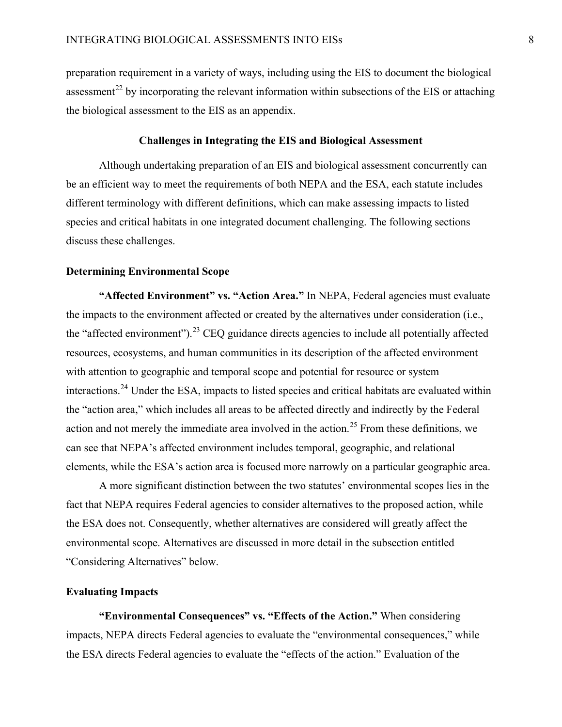preparation requirement in a variety of ways, including using the EIS to document the biological assessment[22] by incorporating the relevant information within subsections of the EIS or attaching the biological assessment to the EIS as an appendix.

## Challenges in Integrating the EIS and Biological Assessment

Although undertaking preparation of an EIS and biological assessment concurrently can be an efficient way to meet the requirements of both NEPA and the ESA, each statute includes different terminology with different definitions, which can make assessing impacts to listed species and critical habitats in one integrated document challenging. The following sections discuss these challenges.

### Determining Environmental Scope

**"Affected Environment" vs. "Action Area."** In NEPA, Federal agencies must evaluate the impacts to the environment affected or created by the alternatives under consideration (i.e., the "affected environment").[23] CEQ guidance directs agencies to include all potentially affected resources, ecosystems, and human communities in its description of the affected environment with attention to geographic and temporal scope and potential for resource or system interactions.[24] Under the ESA, impacts to listed species and critical habitats are evaluated within the "action area," which includes all areas to be affected directly and indirectly by the Federal action and not merely the immediate area involved in the action.[25] From these definitions, we can see that NEPA's affected environment includes temporal, geographic, and relational elements, while the ESA's action area is focused more narrowly on a particular geographic area.

A more significant distinction between the two statutes' environmental scopes lies in the fact that NEPA requires Federal agencies to consider alternatives to the proposed action, while the ESA does not. Consequently, whether alternatives are considered will greatly affect the environmental scope. Alternatives are discussed in more detail in the subsection entitled "Considering Alternatives" below.

### Evaluating Impacts

**"Environmental Consequences" vs. "Effects of the Action."** When considering impacts, NEPA directs Federal agencies to evaluate the "environmental consequences," while the ESA directs Federal agencies to evaluate the "effects of the action." Evaluation of the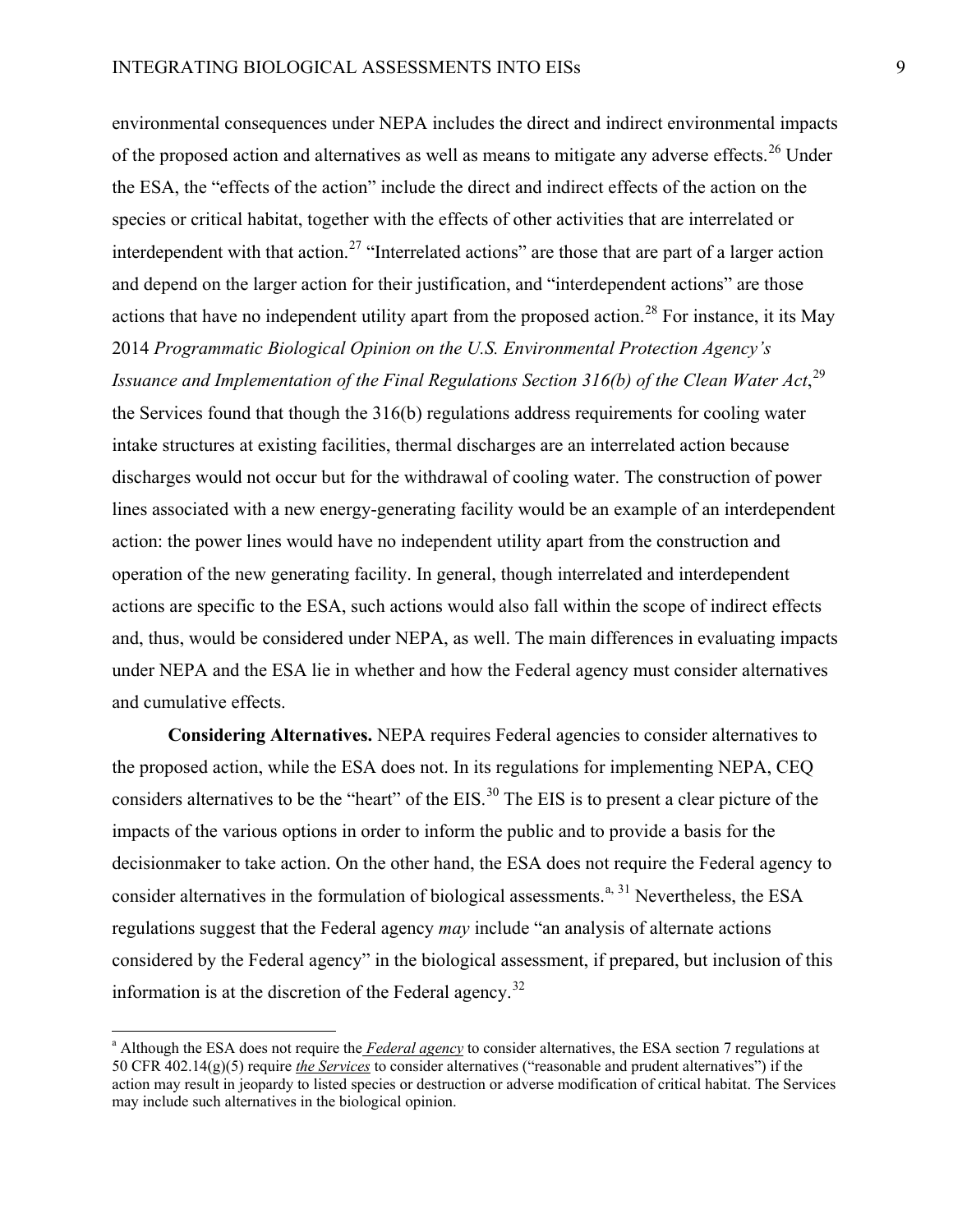environmental consequences under NEPA includes the direct and indirect environmental impacts of the proposed action and alternatives as well as means to mitigate any adverse effects.[26] Under the ESA, the "effects of the action" include the direct and indirect effects of the action on the species or critical habitat, together with the effects of other activities that are interrelated or interdependent with that action.[27] "Interrelated actions" are those that are part of a larger action and depend on the larger action for their justification, and "interdependent actions" are those actions that have no independent utility apart from the proposed action.[28] For instance, it its May 2014 *Programmatic Biological Opinion on the U.S. Environmental Protection Agency's Issuance and Implementation of the Final Regulations Section 316(b) of the Clean Water Act*,[29] the Services found that though the 316(b) regulations address requirements for cooling water intake structures at existing facilities, thermal discharges are an interrelated action because discharges would not occur but for the withdrawal of cooling water. The construction of power lines associated with a new energy-generating facility would be an example of an interdependent action: the power lines would have no independent utility apart from the construction and operation of the new generating facility. In general, though interrelated and interdependent actions are specific to the ESA, such actions would also fall within the scope of indirect effects and, thus, would be considered under NEPA, as well. The main differences in evaluating impacts under NEPA and the ESA lie in whether and how the Federal agency must consider alternatives and cumulative effects.

**Considering Alternatives.** NEPA requires Federal agencies to consider alternatives to the proposed action, while the ESA does not. In its regulations for implementing NEPA, CEQ considers alternatives to be the "heart" of the EIS.[30] The EIS is to present a clear picture of the impacts of the various options in order to inform the public and to provide a basis for the decisionmaker to take action. On the other hand, the ESA does not require the Federal agency to consider alternatives in the formulation of biological assessments.[a, 31] Nevertheless, the ESA regulations suggest that the Federal agency *may* include "an analysis of alternate actions considered by the Federal agency" in the biological assessment, if prepared, but inclusion of this information is at the discretion of the Federal agency.[32]

---

[a] Although the ESA does not require the *Federal agency* to consider alternatives, the ESA section 7 regulations at 50 CFR 402.14(g)(5) require *the Services* to consider alternatives ("reasonable and prudent alternatives") if the action may result in jeopardy to listed species or destruction or adverse modification of critical habitat. The Services may include such alternatives in the biological opinion.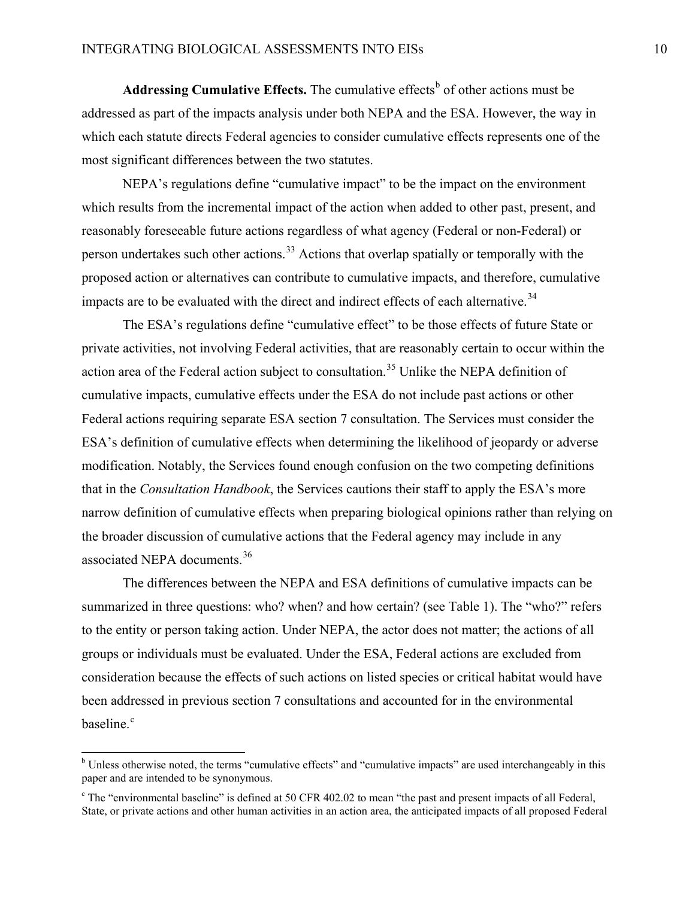**Addressing Cumulative Effects.** The cumulative effects[b] of other actions must be addressed as part of the impacts analysis under both NEPA and the ESA. However, the way in which each statute directs Federal agencies to consider cumulative effects represents one of the most significant differences between the two statutes.

NEPA's regulations define "cumulative impact" to be the impact on the environment which results from the incremental impact of the action when added to other past, present, and reasonably foreseeable future actions regardless of what agency (Federal or non-Federal) or person undertakes such other actions.[33] Actions that overlap spatially or temporally with the proposed action or alternatives can contribute to cumulative impacts, and therefore, cumulative impacts are to be evaluated with the direct and indirect effects of each alternative.[34]

The ESA's regulations define "cumulative effect" to be those effects of future State or private activities, not involving Federal activities, that are reasonably certain to occur within the action area of the Federal action subject to consultation.[35] Unlike the NEPA definition of cumulative impacts, cumulative effects under the ESA do not include past actions or other Federal actions requiring separate ESA section 7 consultation. The Services must consider the ESA's definition of cumulative effects when determining the likelihood of jeopardy or adverse modification. Notably, the Services found enough confusion on the two competing definitions that in the *Consultation Handbook*, the Services cautions their staff to apply the ESA's more narrow definition of cumulative effects when preparing biological opinions rather than relying on the broader discussion of cumulative actions that the Federal agency may include in any associated NEPA documents.[36]

The differences between the NEPA and ESA definitions of cumulative impacts can be summarized in three questions: who? when? and how certain? (see Table 1). The "who?" refers to the entity or person taking action. Under NEPA, the actor does not matter; the actions of all groups or individuals must be evaluated. Under the ESA, Federal actions are excluded from consideration because the effects of such actions on listed species or critical habitat would have been addressed in previous section 7 consultations and accounted for in the environmental baseline.[c]

---

[b] Unless otherwise noted, the terms "cumulative effects" and "cumulative impacts" are used interchangeably in this paper and are intended to be synonymous.

[c] The "environmental baseline" is defined at 50 CFR 402.02 to mean "the past and present impacts of all Federal, State, or private actions and other human activities in an action area, the anticipated impacts of all proposed Federal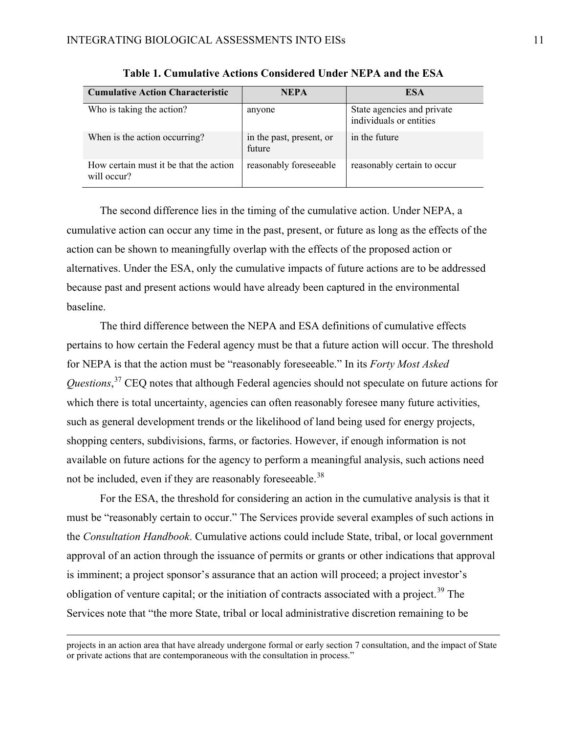**Table 1. Cumulative Actions Considered Under NEPA and the ESA**

| Cumulative Action Characteristic | NEPA | ESA |
| --- | --- | --- |
| Who is taking the action? | anyone | State agencies and private individuals or entities |
| When is the action occurring? | in the past, present, or future | in the future |
| How certain must it be that the action will occur? | reasonably foreseeable | reasonably certain to occur |

The second difference lies in the timing of the cumulative action. Under NEPA, a cumulative action can occur any time in the past, present, or future as long as the effects of the action can be shown to meaningfully overlap with the effects of the proposed action or alternatives. Under the ESA, only the cumulative impacts of future actions are to be addressed because past and present actions would have already been captured in the environmental baseline.

The third difference between the NEPA and ESA definitions of cumulative effects pertains to how certain the Federal agency must be that a future action will occur. The threshold for NEPA is that the action must be "reasonably foreseeable." In its *Forty Most Asked Questions*,[37] CEQ notes that although Federal agencies should not speculate on future actions for which there is total uncertainty, agencies can often reasonably foresee many future activities, such as general development trends or the likelihood of land being used for energy projects, shopping centers, subdivisions, farms, or factories. However, if enough information is not available on future actions for the agency to perform a meaningful analysis, such actions need not be included, even if they are reasonably foreseeable.[38]

For the ESA, the threshold for considering an action in the cumulative analysis is that it must be "reasonably certain to occur." The Services provide several examples of such actions in the *Consultation Handbook*. Cumulative actions could include State, tribal, or local government approval of an action through the issuance of permits or grants or other indications that approval is imminent; a project sponsor's assurance that an action will proceed; a project investor's obligation of venture capital; or the initiation of contracts associated with a project.[39] The Services note that "the more State, tribal or local administrative discretion remaining to be

---

projects in an action area that have already undergone formal or early section 7 consultation, and the impact of State or private actions that are contemporaneous with the consultation in process."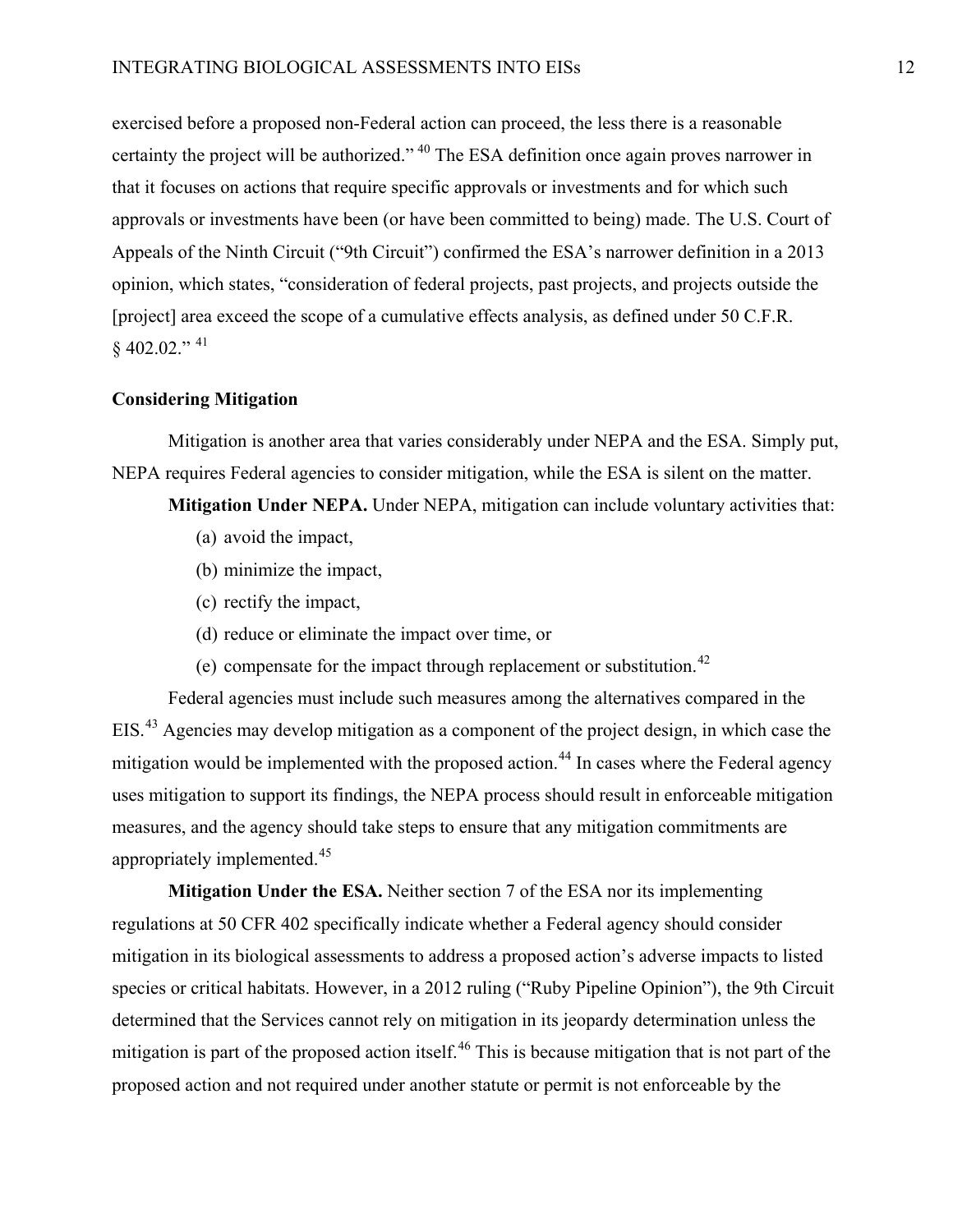exercised before a proposed non-Federal action can proceed, the less there is a reasonable certainty the project will be authorized."[40] The ESA definition once again proves narrower in that it focuses on actions that require specific approvals or investments and for which such approvals or investments have been (or have been committed to being) made. The U.S. Court of Appeals of the Ninth Circuit ("9th Circuit") confirmed the ESA's narrower definition in a 2013 opinion, which states, "consideration of federal projects, past projects, and projects outside the [project] area exceed the scope of a cumulative effects analysis, as defined under 50 C.F.R. § 402.02."[41]

### Considering Mitigation

Mitigation is another area that varies considerably under NEPA and the ESA. Simply put, NEPA requires Federal agencies to consider mitigation, while the ESA is silent on the matter.

**Mitigation Under NEPA.** Under NEPA, mitigation can include voluntary activities that:

(a) avoid the impact,

(b) minimize the impact,

(c) rectify the impact,

(d) reduce or eliminate the impact over time, or

(e) compensate for the impact through replacement or substitution.[42]

Federal agencies must include such measures among the alternatives compared in the EIS.[43] Agencies may develop mitigation as a component of the project design, in which case the mitigation would be implemented with the proposed action.[44] In cases where the Federal agency uses mitigation to support its findings, the NEPA process should result in enforceable mitigation measures, and the agency should take steps to ensure that any mitigation commitments are appropriately implemented.[45]

**Mitigation Under the ESA.** Neither section 7 of the ESA nor its implementing regulations at 50 CFR 402 specifically indicate whether a Federal agency should consider mitigation in its biological assessments to address a proposed action's adverse impacts to listed species or critical habitats. However, in a 2012 ruling ("Ruby Pipeline Opinion"), the 9th Circuit determined that the Services cannot rely on mitigation in its jeopardy determination unless the mitigation is part of the proposed action itself.[46] This is because mitigation that is not part of the proposed action and not required under another statute or permit is not enforceable by the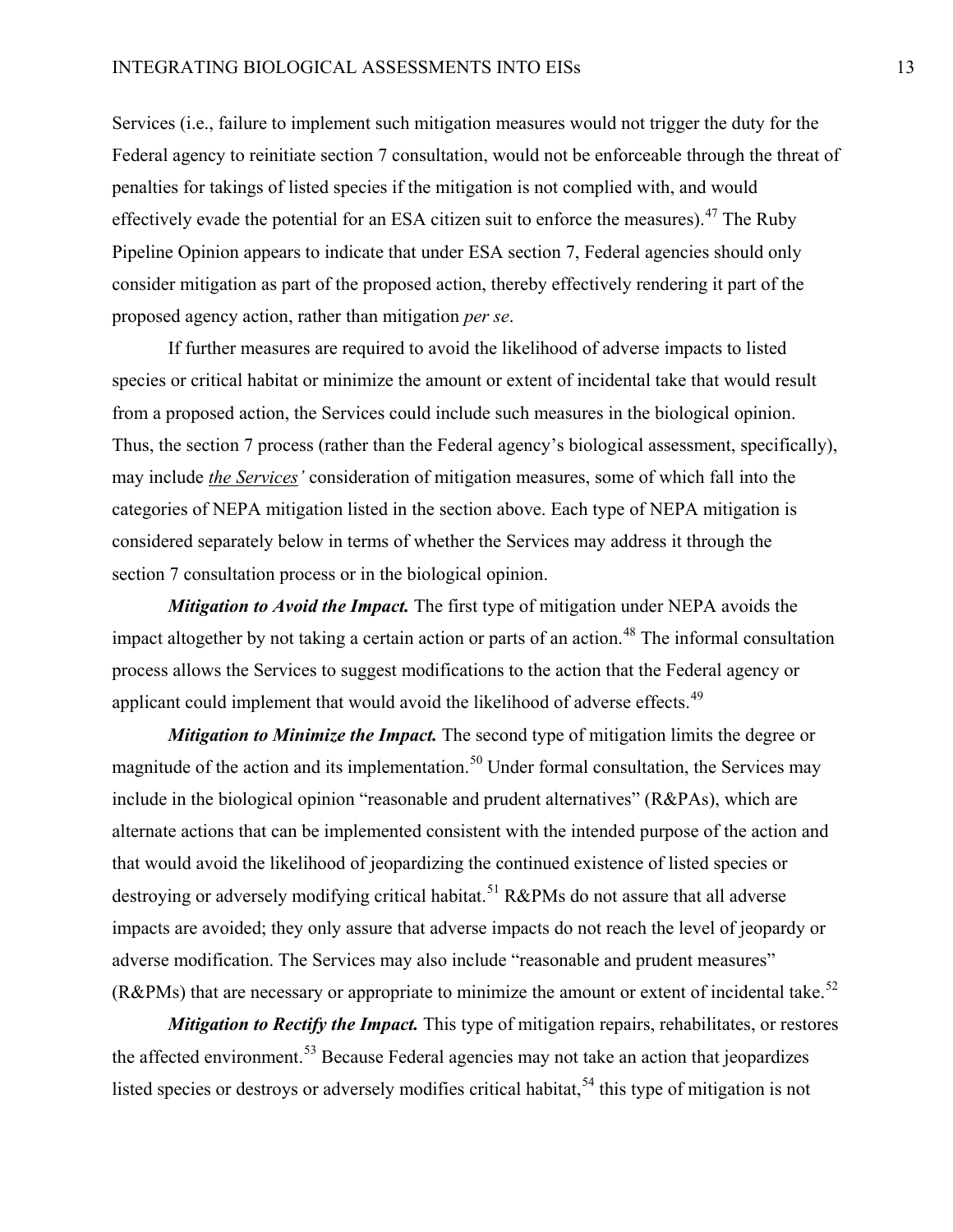Services (i.e., failure to implement such mitigation measures would not trigger the duty for the Federal agency to reinitiate section 7 consultation, would not be enforceable through the threat of penalties for takings of listed species if the mitigation is not complied with, and would effectively evade the potential for an ESA citizen suit to enforce the measures).[47] The Ruby Pipeline Opinion appears to indicate that under ESA section 7, Federal agencies should only consider mitigation as part of the proposed action, thereby effectively rendering it part of the proposed agency action, rather than mitigation *per se*.

If further measures are required to avoid the likelihood of adverse impacts to listed species or critical habitat or minimize the amount or extent of incidental take that would result from a proposed action, the Services could include such measures in the biological opinion. Thus, the section 7 process (rather than the Federal agency's biological assessment, specifically), may include *__the Services'__* consideration of mitigation measures, some of which fall into the categories of NEPA mitigation listed in the section above. Each type of NEPA mitigation is considered separately below in terms of whether the Services may address it through the section 7 consultation process or in the biological opinion.

***Mitigation to Avoid the Impact.*** The first type of mitigation under NEPA avoids the impact altogether by not taking a certain action or parts of an action.[48] The informal consultation process allows the Services to suggest modifications to the action that the Federal agency or applicant could implement that would avoid the likelihood of adverse effects.[49]

***Mitigation to Minimize the Impact.*** The second type of mitigation limits the degree or magnitude of the action and its implementation.[50] Under formal consultation, the Services may include in the biological opinion "reasonable and prudent alternatives" (R&PAs), which are alternate actions that can be implemented consistent with the intended purpose of the action and that would avoid the likelihood of jeopardizing the continued existence of listed species or destroying or adversely modifying critical habitat.[51] R&PMs do not assure that all adverse impacts are avoided; they only assure that adverse impacts do not reach the level of jeopardy or adverse modification. The Services may also include "reasonable and prudent measures" (R&PMs) that are necessary or appropriate to minimize the amount or extent of incidental take.[52]

***Mitigation to Rectify the Impact.*** This type of mitigation repairs, rehabilitates, or restores the affected environment.[53] Because Federal agencies may not take an action that jeopardizes listed species or destroys or adversely modifies critical habitat,[54] this type of mitigation is not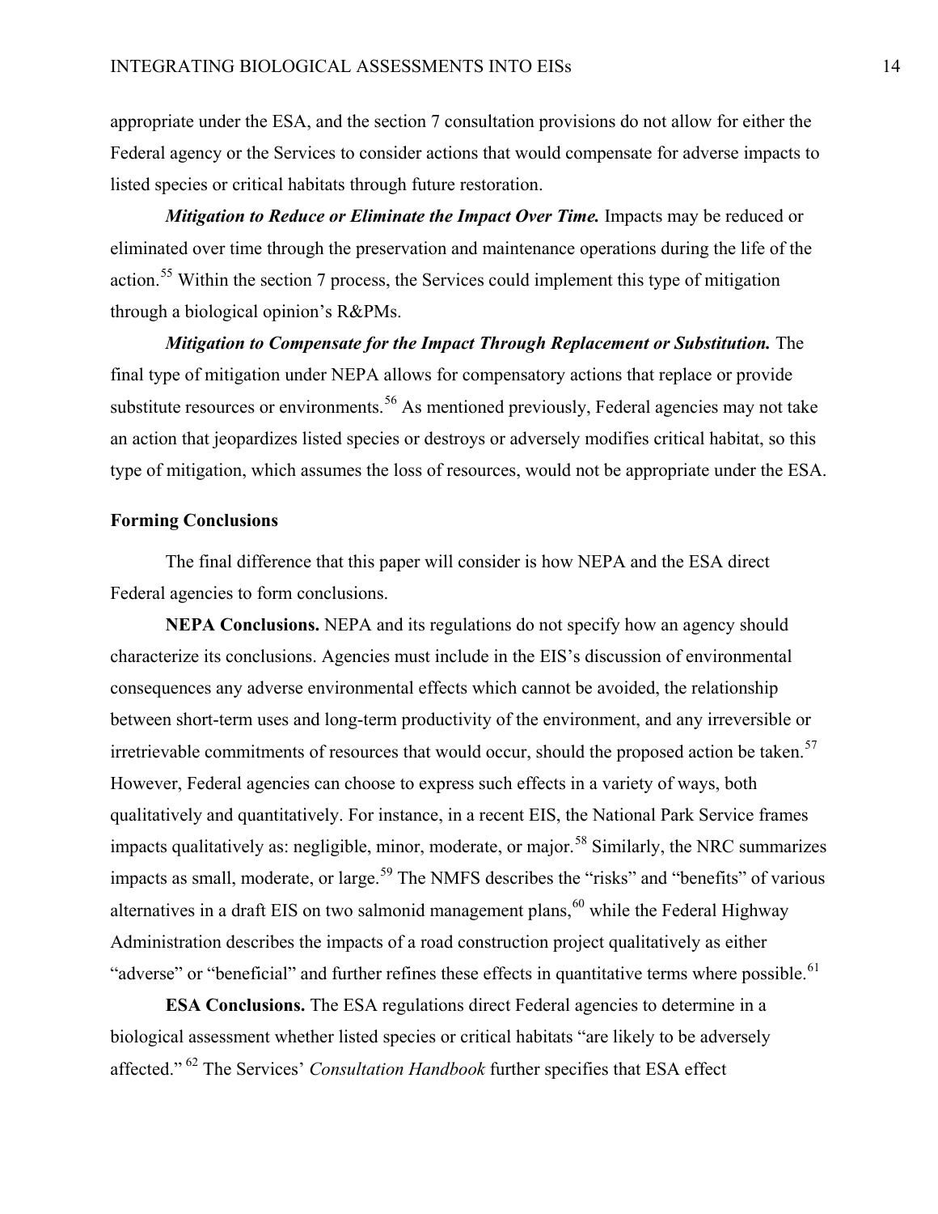appropriate under the ESA, and the section 7 consultation provisions do not allow for either the Federal agency or the Services to consider actions that would compensate for adverse impacts to listed species or critical habitats through future restoration.

***Mitigation to Reduce or Eliminate the Impact Over Time.*** Impacts may be reduced or eliminated over time through the preservation and maintenance operations during the life of the action.[55] Within the section 7 process, the Services could implement this type of mitigation through a biological opinion's R&PMs.

***Mitigation to Compensate for the Impact Through Replacement or Substitution.*** The final type of mitigation under NEPA allows for compensatory actions that replace or provide substitute resources or environments.[56] As mentioned previously, Federal agencies may not take an action that jeopardizes listed species or destroys or adversely modifies critical habitat, so this type of mitigation, which assumes the loss of resources, would not be appropriate under the ESA.

**Forming Conclusions**

The final difference that this paper will consider is how NEPA and the ESA direct Federal agencies to form conclusions.

**NEPA Conclusions.** NEPA and its regulations do not specify how an agency should characterize its conclusions. Agencies must include in the EIS's discussion of environmental consequences any adverse environmental effects which cannot be avoided, the relationship between short-term uses and long-term productivity of the environment, and any irreversible or irretrievable commitments of resources that would occur, should the proposed action be taken.[57] However, Federal agencies can choose to express such effects in a variety of ways, both qualitatively and quantitatively. For instance, in a recent EIS, the National Park Service frames impacts qualitatively as: negligible, minor, moderate, or major.[58] Similarly, the NRC summarizes impacts as small, moderate, or large.[59] The NMFS describes the "risks" and "benefits" of various alternatives in a draft EIS on two salmonid management plans,[60] while the Federal Highway Administration describes the impacts of a road construction project qualitatively as either "adverse" or "beneficial" and further refines these effects in quantitative terms where possible.[61]

**ESA Conclusions.** The ESA regulations direct Federal agencies to determine in a biological assessment whether listed species or critical habitats "are likely to be adversely affected."[62] The Services' *Consultation Handbook* further specifies that ESA effect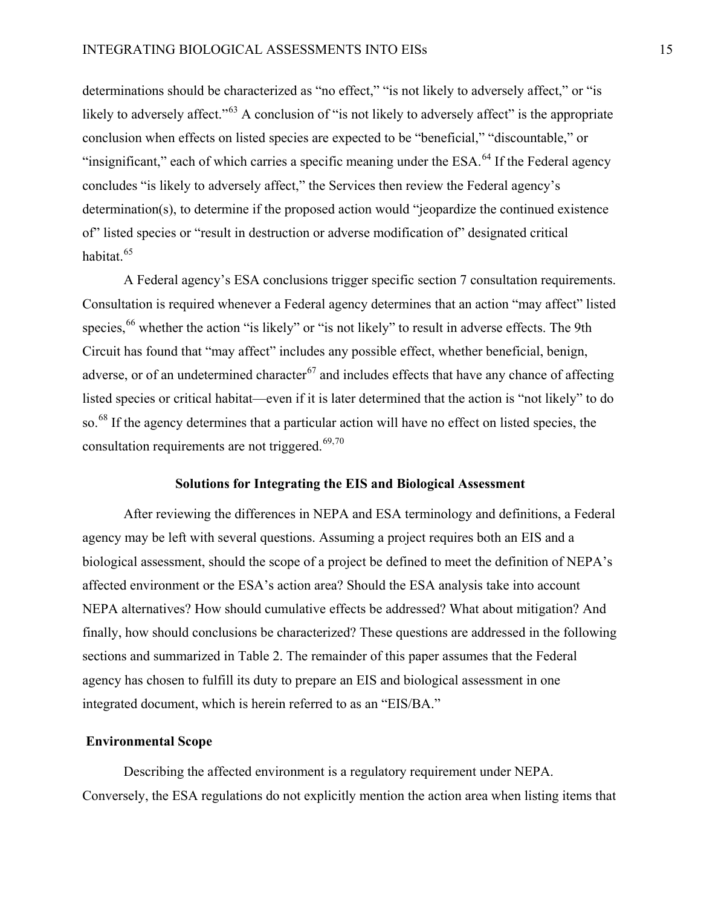determinations should be characterized as "no effect," "is not likely to adversely affect," or "is likely to adversely affect."[63] A conclusion of "is not likely to adversely affect" is the appropriate conclusion when effects on listed species are expected to be "beneficial," "discountable," or "insignificant," each of which carries a specific meaning under the ESA.[64] If the Federal agency concludes "is likely to adversely affect," the Services then review the Federal agency's determination(s), to determine if the proposed action would "jeopardize the continued existence of" listed species or "result in destruction or adverse modification of" designated critical habitat.[65]

A Federal agency's ESA conclusions trigger specific section 7 consultation requirements. Consultation is required whenever a Federal agency determines that an action "may affect" listed species,[66] whether the action "is likely" or "is not likely" to result in adverse effects. The 9th Circuit has found that "may affect" includes any possible effect, whether beneficial, benign, adverse, or of an undetermined character[67] and includes effects that have any chance of affecting listed species or critical habitat—even if it is later determined that the action is "not likely" to do so.[68] If the agency determines that a particular action will have no effect on listed species, the consultation requirements are not triggered.[69,70]

## Solutions for Integrating the EIS and Biological Assessment

After reviewing the differences in NEPA and ESA terminology and definitions, a Federal agency may be left with several questions. Assuming a project requires both an EIS and a biological assessment, should the scope of a project be defined to meet the definition of NEPA's affected environment or the ESA's action area? Should the ESA analysis take into account NEPA alternatives? How should cumulative effects be addressed? What about mitigation? And finally, how should conclusions be characterized? These questions are addressed in the following sections and summarized in Table 2. The remainder of this paper assumes that the Federal agency has chosen to fulfill its duty to prepare an EIS and biological assessment in one integrated document, which is herein referred to as an "EIS/BA."

### Environmental Scope

Describing the affected environment is a regulatory requirement under NEPA. Conversely, the ESA regulations do not explicitly mention the action area when listing items that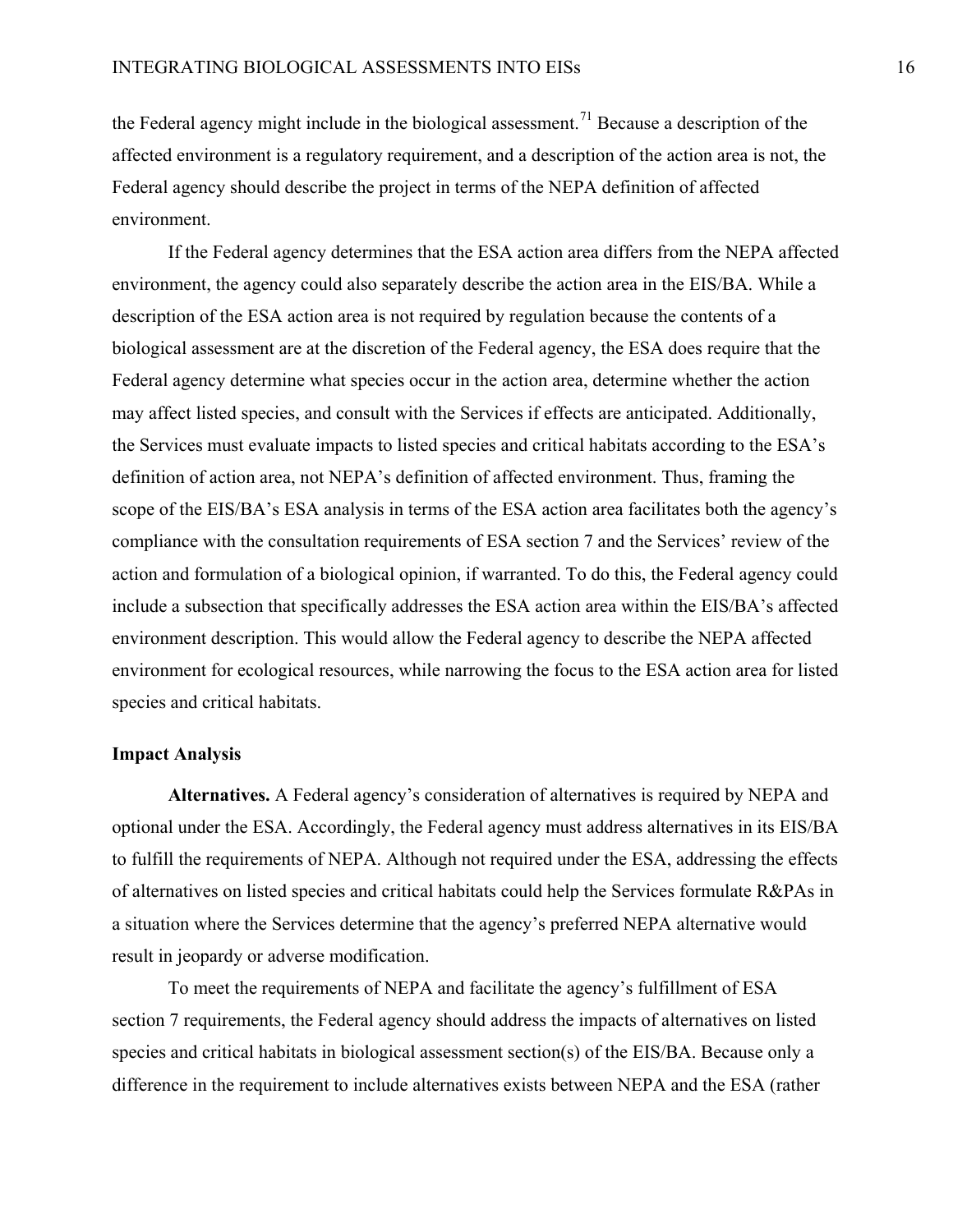the Federal agency might include in the biological assessment.[71] Because a description of the affected environment is a regulatory requirement, and a description of the action area is not, the Federal agency should describe the project in terms of the NEPA definition of affected environment.

If the Federal agency determines that the ESA action area differs from the NEPA affected environment, the agency could also separately describe the action area in the EIS/BA. While a description of the ESA action area is not required by regulation because the contents of a biological assessment are at the discretion of the Federal agency, the ESA does require that the Federal agency determine what species occur in the action area, determine whether the action may affect listed species, and consult with the Services if effects are anticipated. Additionally, the Services must evaluate impacts to listed species and critical habitats according to the ESA's definition of action area, not NEPA's definition of affected environment. Thus, framing the scope of the EIS/BA's ESA analysis in terms of the ESA action area facilitates both the agency's compliance with the consultation requirements of ESA section 7 and the Services' review of the action and formulation of a biological opinion, if warranted. To do this, the Federal agency could include a subsection that specifically addresses the ESA action area within the EIS/BA's affected environment description. This would allow the Federal agency to describe the NEPA affected environment for ecological resources, while narrowing the focus to the ESA action area for listed species and critical habitats.

### Impact Analysis

**Alternatives.** A Federal agency's consideration of alternatives is required by NEPA and optional under the ESA. Accordingly, the Federal agency must address alternatives in its EIS/BA to fulfill the requirements of NEPA. Although not required under the ESA, addressing the effects of alternatives on listed species and critical habitats could help the Services formulate R&PAs in a situation where the Services determine that the agency's preferred NEPA alternative would result in jeopardy or adverse modification.

To meet the requirements of NEPA and facilitate the agency's fulfillment of ESA section 7 requirements, the Federal agency should address the impacts of alternatives on listed species and critical habitats in biological assessment section(s) of the EIS/BA. Because only a difference in the requirement to include alternatives exists between NEPA and the ESA (rather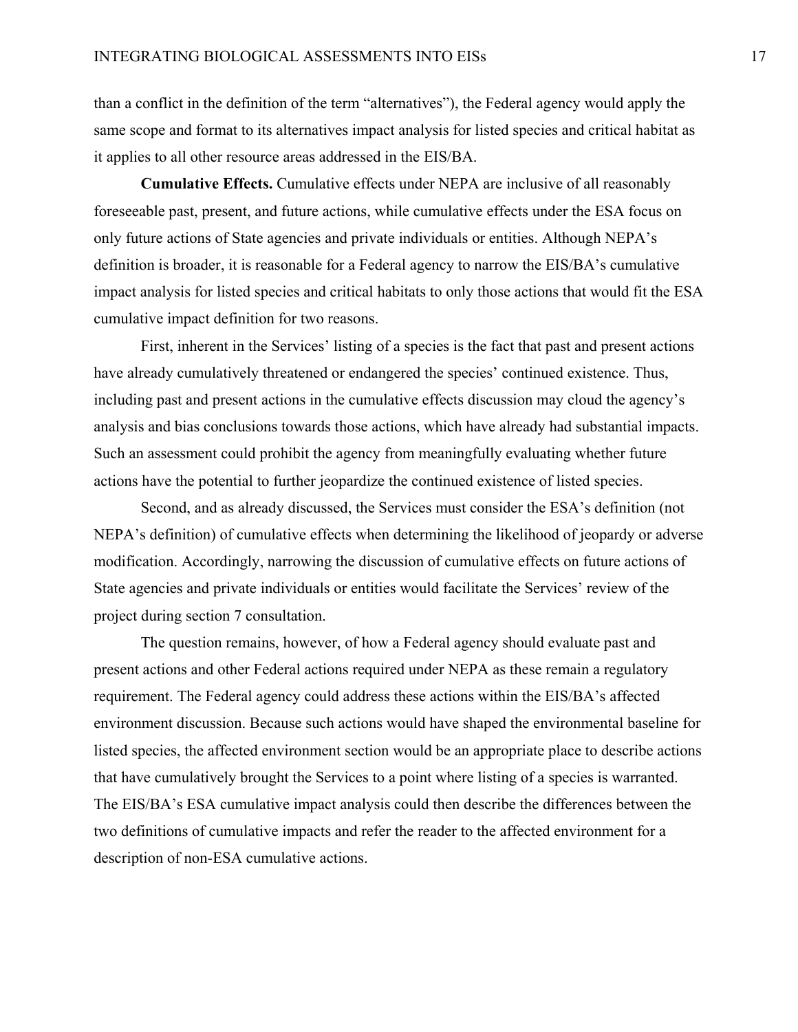than a conflict in the definition of the term "alternatives"), the Federal agency would apply the same scope and format to its alternatives impact analysis for listed species and critical habitat as it applies to all other resource areas addressed in the EIS/BA.

**Cumulative Effects.** Cumulative effects under NEPA are inclusive of all reasonably foreseeable past, present, and future actions, while cumulative effects under the ESA focus on only future actions of State agencies and private individuals or entities. Although NEPA's definition is broader, it is reasonable for a Federal agency to narrow the EIS/BA's cumulative impact analysis for listed species and critical habitats to only those actions that would fit the ESA cumulative impact definition for two reasons.

First, inherent in the Services' listing of a species is the fact that past and present actions have already cumulatively threatened or endangered the species' continued existence. Thus, including past and present actions in the cumulative effects discussion may cloud the agency's analysis and bias conclusions towards those actions, which have already had substantial impacts. Such an assessment could prohibit the agency from meaningfully evaluating whether future actions have the potential to further jeopardize the continued existence of listed species.

Second, and as already discussed, the Services must consider the ESA's definition (not NEPA's definition) of cumulative effects when determining the likelihood of jeopardy or adverse modification. Accordingly, narrowing the discussion of cumulative effects on future actions of State agencies and private individuals or entities would facilitate the Services' review of the project during section 7 consultation.

The question remains, however, of how a Federal agency should evaluate past and present actions and other Federal actions required under NEPA as these remain a regulatory requirement. The Federal agency could address these actions within the EIS/BA's affected environment discussion. Because such actions would have shaped the environmental baseline for listed species, the affected environment section would be an appropriate place to describe actions that have cumulatively brought the Services to a point where listing of a species is warranted. The EIS/BA's ESA cumulative impact analysis could then describe the differences between the two definitions of cumulative impacts and refer the reader to the affected environment for a description of non-ESA cumulative actions.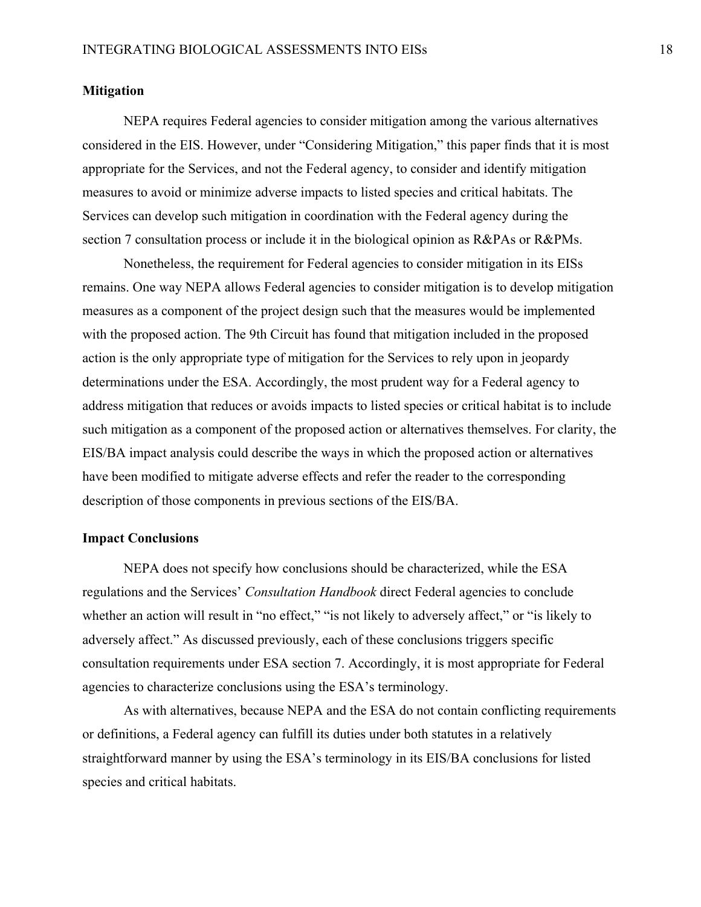### Mitigation

NEPA requires Federal agencies to consider mitigation among the various alternatives considered in the EIS. However, under "Considering Mitigation," this paper finds that it is most appropriate for the Services, and not the Federal agency, to consider and identify mitigation measures to avoid or minimize adverse impacts to listed species and critical habitats. The Services can develop such mitigation in coordination with the Federal agency during the section 7 consultation process or include it in the biological opinion as R&PAs or R&PMs.

Nonetheless, the requirement for Federal agencies to consider mitigation in its EISs remains. One way NEPA allows Federal agencies to consider mitigation is to develop mitigation measures as a component of the project design such that the measures would be implemented with the proposed action. The 9th Circuit has found that mitigation included in the proposed action is the only appropriate type of mitigation for the Services to rely upon in jeopardy determinations under the ESA. Accordingly, the most prudent way for a Federal agency to address mitigation that reduces or avoids impacts to listed species or critical habitat is to include such mitigation as a component of the proposed action or alternatives themselves. For clarity, the EIS/BA impact analysis could describe the ways in which the proposed action or alternatives have been modified to mitigate adverse effects and refer the reader to the corresponding description of those components in previous sections of the EIS/BA.

### Impact Conclusions

NEPA does not specify how conclusions should be characterized, while the ESA regulations and the Services' *Consultation Handbook* direct Federal agencies to conclude whether an action will result in "no effect," "is not likely to adversely affect," or "is likely to adversely affect." As discussed previously, each of these conclusions triggers specific consultation requirements under ESA section 7. Accordingly, it is most appropriate for Federal agencies to characterize conclusions using the ESA's terminology.

As with alternatives, because NEPA and the ESA do not contain conflicting requirements or definitions, a Federal agency can fulfill its duties under both statutes in a relatively straightforward manner by using the ESA's terminology in its EIS/BA conclusions for listed species and critical habitats.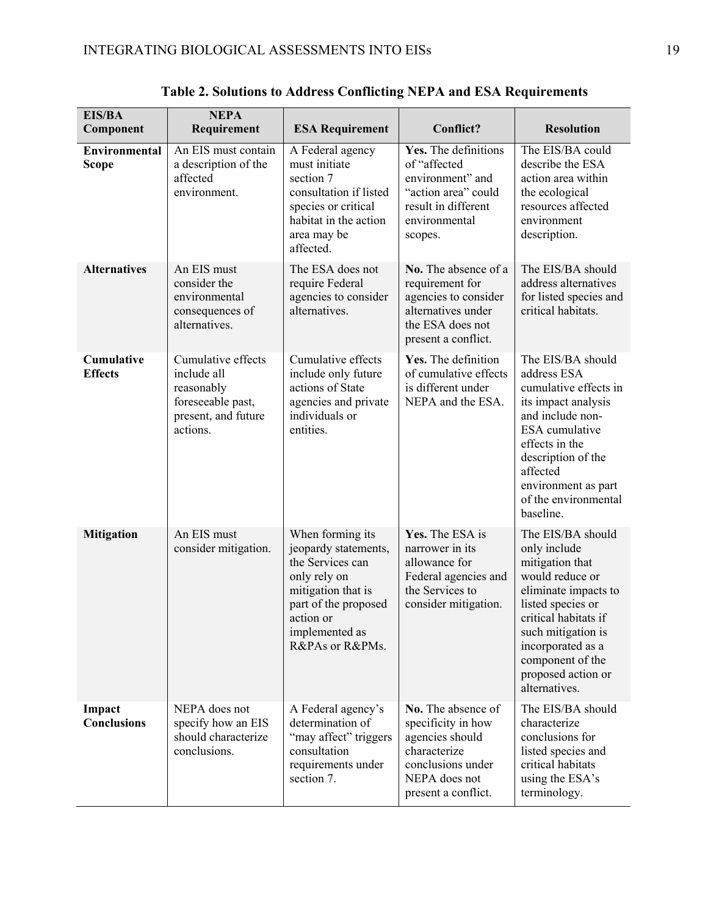**Table 2. Solutions to Address Conflicting NEPA and ESA Requirements**

| EIS/BA Component | NEPA Requirement | ESA Requirement | Conflict? | Resolution |
|---|---|---|---|---|
| **Environmental Scope** | An EIS must contain a description of the affected environment. | A Federal agency must initiate section 7 consultation if listed species or critical habitat in the action area may be affected. | **Yes.** The definitions of "affected environment" and "action area" could result in different environmental scopes. | The EIS/BA could describe the ESA action area within the ecological resources affected environment description. |
| **Alternatives** | An EIS must consider the environmental consequences of alternatives. | The ESA does not require Federal agencies to consider alternatives. | **No.** The absence of a requirement for agencies to consider alternatives under the ESA does not present a conflict. | The EIS/BA should address alternatives for listed species and critical habitats. |
| **Cumulative Effects** | Cumulative effects include all reasonably foreseeable past, present, and future actions. | Cumulative effects include only future actions of State agencies and private individuals or entities. | **Yes.** The definition of cumulative effects is different under NEPA and the ESA. | The EIS/BA should address ESA cumulative effects in its impact analysis and include non-ESA cumulative effects in the description of the affected environment as part of the environmental baseline. |
| **Mitigation** | An EIS must consider mitigation. | When forming its jeopardy statements, the Services can only rely on mitigation that is part of the proposed action or implemented as R&PAs or R&PMs. | **Yes.** The ESA is narrower in its allowance for Federal agencies and the Services to consider mitigation. | The EIS/BA should only include mitigation that would reduce or eliminate impacts to listed species or critical habitats if such mitigation is incorporated as a component of the proposed action or alternatives. |
| **Impact Conclusions** | NEPA does not specify how an EIS should characterize conclusions. | A Federal agency's determination of "may affect" triggers consultation requirements under section 7. | **No.** The absence of specificity in how agencies should characterize conclusions under NEPA does not present a conflict. | The EIS/BA should characterize conclusions for listed species and critical habitats using the ESA's terminology. |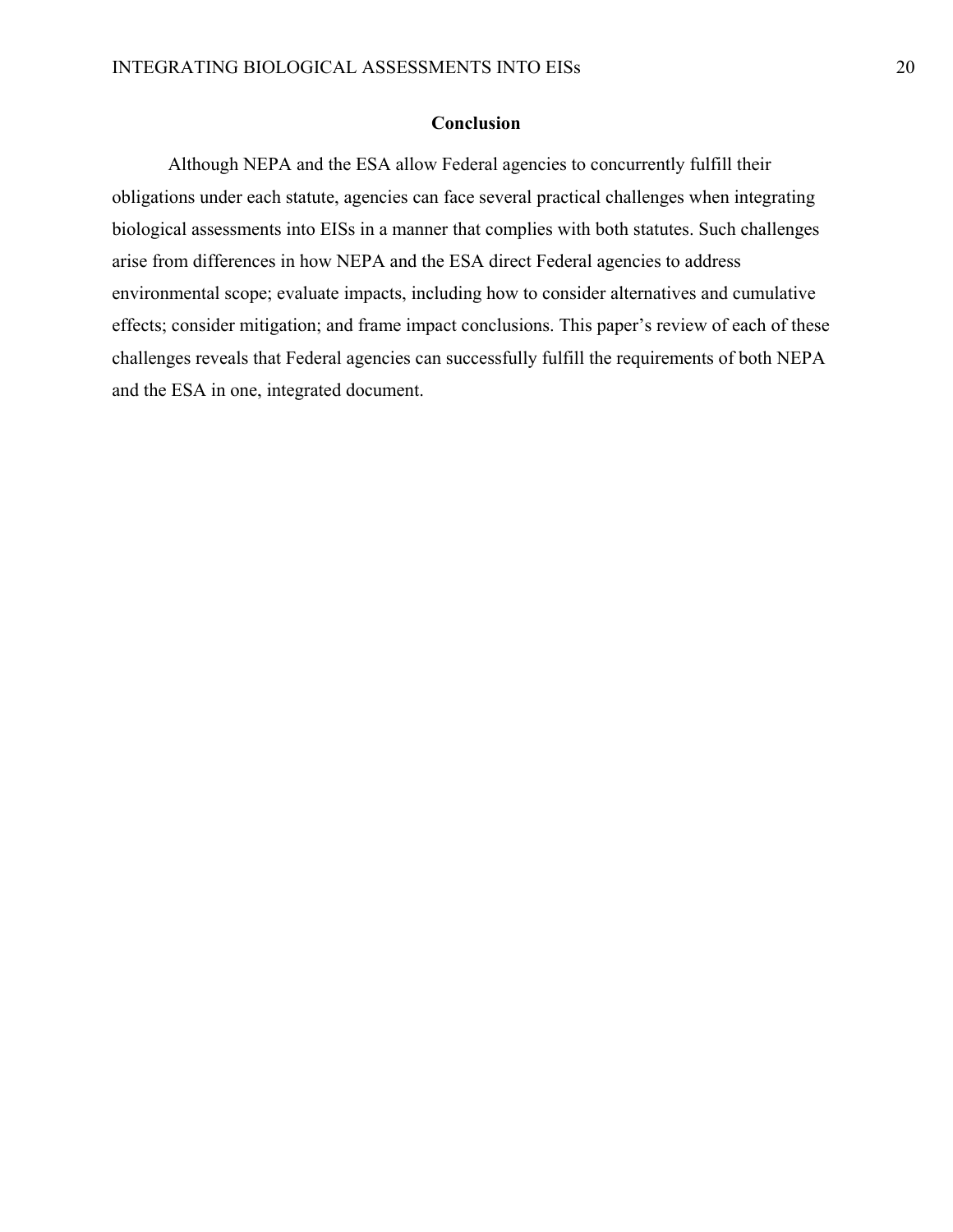## Conclusion

Although NEPA and the ESA allow Federal agencies to concurrently fulfill their obligations under each statute, agencies can face several practical challenges when integrating biological assessments into EISs in a manner that complies with both statutes. Such challenges arise from differences in how NEPA and the ESA direct Federal agencies to address environmental scope; evaluate impacts, including how to consider alternatives and cumulative effects; consider mitigation; and frame impact conclusions. This paper's review of each of these challenges reveals that Federal agencies can successfully fulfill the requirements of both NEPA and the ESA in one, integrated document.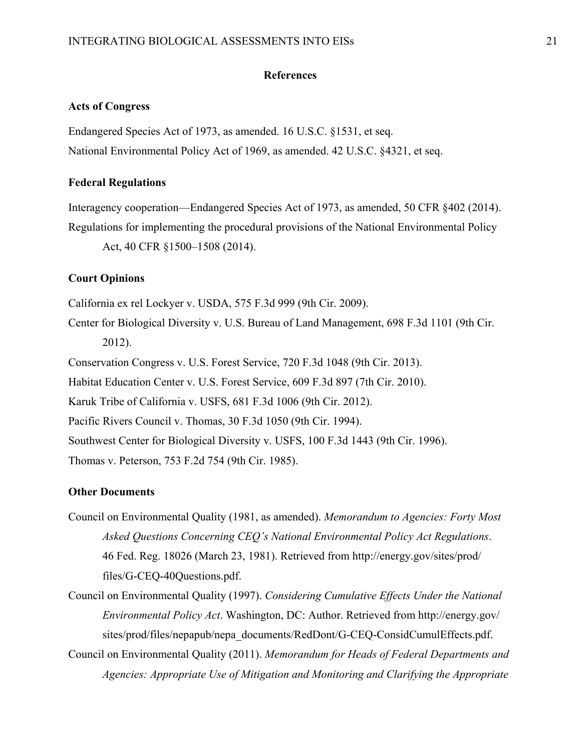## References

### Acts of Congress

Endangered Species Act of 1973, as amended. 16 U.S.C. §1531, et seq.

National Environmental Policy Act of 1969, as amended. 42 U.S.C. §4321, et seq.

### Federal Regulations

Interagency cooperation—Endangered Species Act of 1973, as amended, 50 CFR §402 (2014).

Regulations for implementing the procedural provisions of the National Environmental Policy Act, 40 CFR §1500–1508 (2014).

### Court Opinions

California ex rel Lockyer v. USDA, 575 F.3d 999 (9th Cir. 2009).

Center for Biological Diversity v. U.S. Bureau of Land Management, 698 F.3d 1101 (9th Cir. 2012).

Conservation Congress v. U.S. Forest Service, 720 F.3d 1048 (9th Cir. 2013).

Habitat Education Center v. U.S. Forest Service, 609 F.3d 897 (7th Cir. 2010).

Karuk Tribe of California v. USFS, 681 F.3d 1006 (9th Cir. 2012).

Pacific Rivers Council v. Thomas, 30 F.3d 1050 (9th Cir. 1994).

Southwest Center for Biological Diversity v. USFS, 100 F.3d 1443 (9th Cir. 1996).

Thomas v. Peterson, 753 F.2d 754 (9th Cir. 1985).

### Other Documents

Council on Environmental Quality (1981, as amended). *Memorandum to Agencies: Forty Most Asked Questions Concerning CEQ's National Environmental Policy Act Regulations*. 46 Fed. Reg. 18026 (March 23, 1981). Retrieved from http://energy.gov/sites/prod/files/G-CEQ-40Questions.pdf.

Council on Environmental Quality (1997). *Considering Cumulative Effects Under the National Environmental Policy Act*. Washington, DC: Author. Retrieved from http://energy.gov/sites/prod/files/nepapub/nepa_documents/RedDont/G-CEQ-ConsidCumulEffects.pdf.

Council on Environmental Quality (2011). *Memorandum for Heads of Federal Departments and Agencies: Appropriate Use of Mitigation and Monitoring and Clarifying the Appropriate*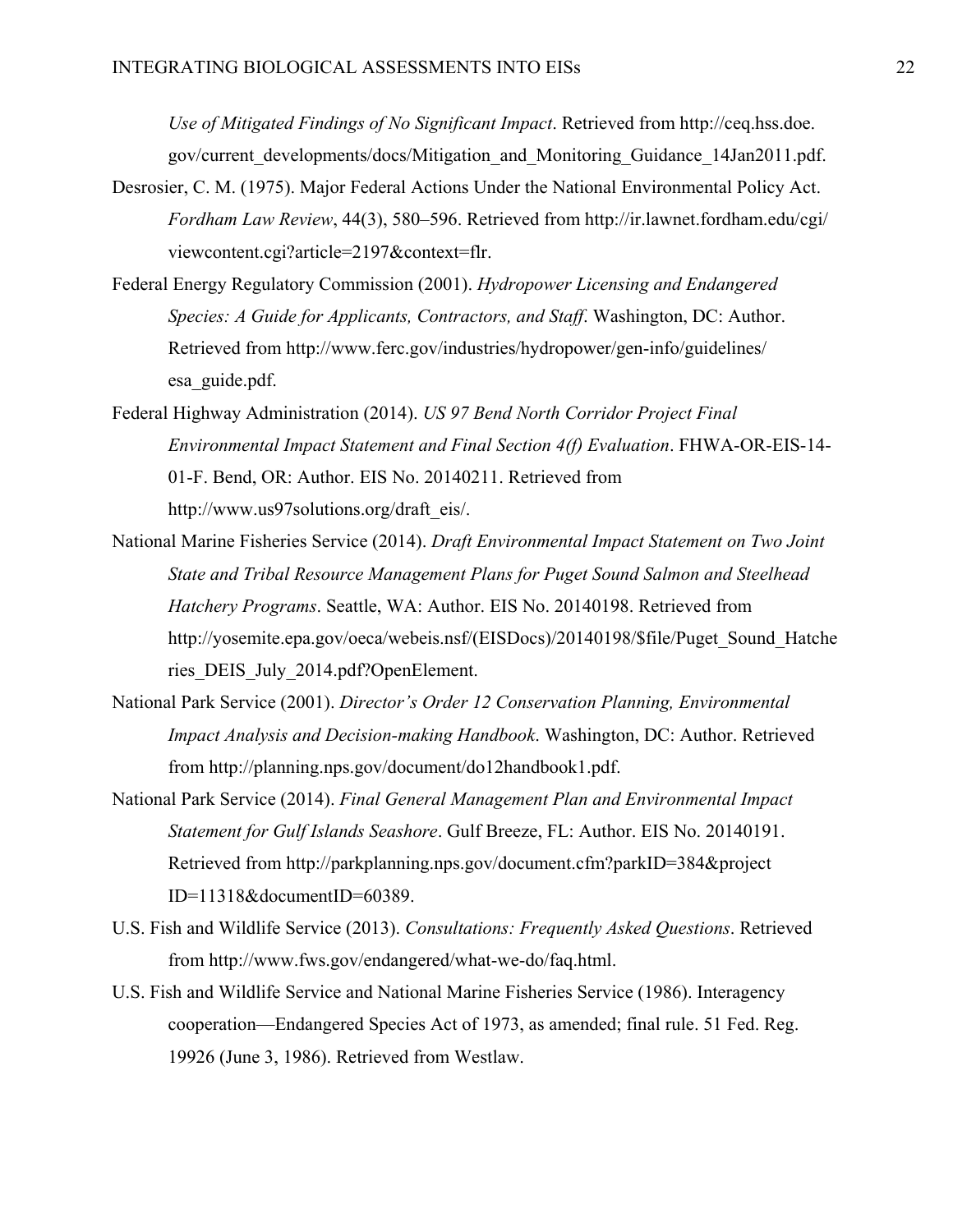*Use of Mitigated Findings of No Significant Impact*. Retrieved from http://ceq.hss.doe.gov/current_developments/docs/Mitigation_and_Monitoring_Guidance_14Jan2011.pdf.

Desrosier, C. M. (1975). Major Federal Actions Under the National Environmental Policy Act. *Fordham Law Review*, 44(3), 580–596. Retrieved from http://ir.lawnet.fordham.edu/cgi/viewcontent.cgi?article=2197&context=flr.

Federal Energy Regulatory Commission (2001). *Hydropower Licensing and Endangered Species: A Guide for Applicants, Contractors, and Staff*. Washington, DC: Author. Retrieved from http://www.ferc.gov/industries/hydropower/gen-info/guidelines/esa_guide.pdf.

Federal Highway Administration (2014). *US 97 Bend North Corridor Project Final Environmental Impact Statement and Final Section 4(f) Evaluation*. FHWA-OR-EIS-14-01-F. Bend, OR: Author. EIS No. 20140211. Retrieved from http://www.us97solutions.org/draft_eis/.

National Marine Fisheries Service (2014). *Draft Environmental Impact Statement on Two Joint State and Tribal Resource Management Plans for Puget Sound Salmon and Steelhead Hatchery Programs*. Seattle, WA: Author. EIS No. 20140198. Retrieved from http://yosemite.epa.gov/oeca/webeis.nsf/(EISDocs)/20140198/$file/Puget_Sound_Hatcheries_DEIS_July_2014.pdf?OpenElement.

National Park Service (2001). *Director's Order 12 Conservation Planning, Environmental Impact Analysis and Decision-making Handbook*. Washington, DC: Author. Retrieved from http://planning.nps.gov/document/do12handbook1.pdf.

National Park Service (2014). *Final General Management Plan and Environmental Impact Statement for Gulf Islands Seashore*. Gulf Breeze, FL: Author. EIS No. 20140191. Retrieved from http://parkplanning.nps.gov/document.cfm?parkID=384&projectID=11318&documentID=60389.

U.S. Fish and Wildlife Service (2013). *Consultations: Frequently Asked Questions*. Retrieved from http://www.fws.gov/endangered/what-we-do/faq.html.

U.S. Fish and Wildlife Service and National Marine Fisheries Service (1986). Interagency cooperation—Endangered Species Act of 1973, as amended; final rule. 51 Fed. Reg. 19926 (June 3, 1986). Retrieved from Westlaw.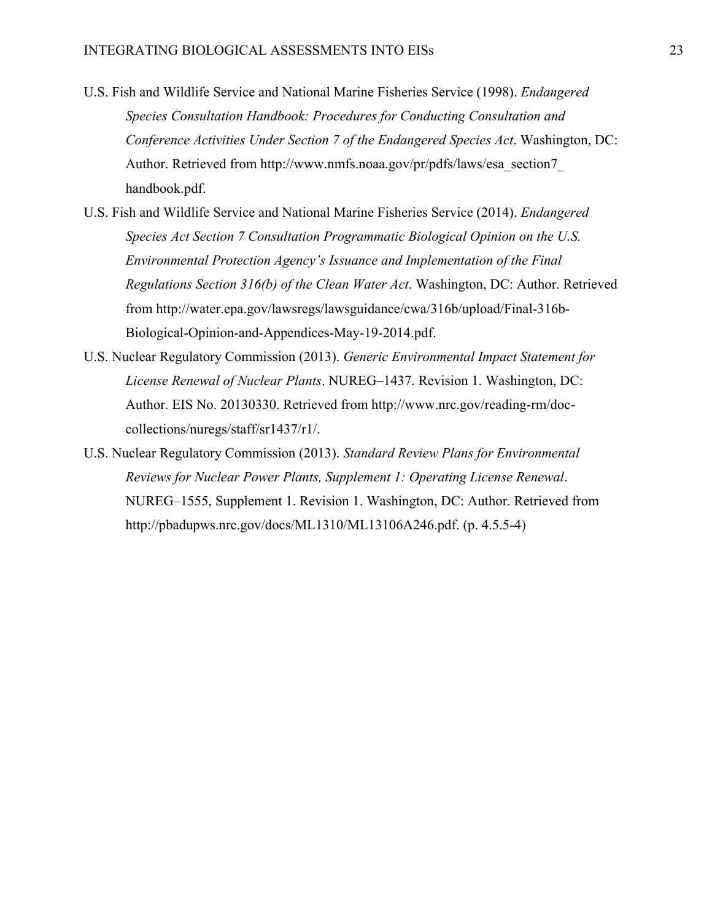U.S. Fish and Wildlife Service and National Marine Fisheries Service (1998). *Endangered Species Consultation Handbook: Procedures for Conducting Consultation and Conference Activities Under Section 7 of the Endangered Species Act*. Washington, DC: Author. Retrieved from http://www.nmfs.noaa.gov/pr/pdfs/laws/esa_section7_handbook.pdf.

U.S. Fish and Wildlife Service and National Marine Fisheries Service (2014). *Endangered Species Act Section 7 Consultation Programmatic Biological Opinion on the U.S. Environmental Protection Agency's Issuance and Implementation of the Final Regulations Section 316(b) of the Clean Water Act*. Washington, DC: Author. Retrieved from http://water.epa.gov/lawsregs/lawsguidance/cwa/316b/upload/Final-316b-Biological-Opinion-and-Appendices-May-19-2014.pdf.

U.S. Nuclear Regulatory Commission (2013). *Generic Environmental Impact Statement for License Renewal of Nuclear Plants*. NUREG–1437. Revision 1. Washington, DC: Author. EIS No. 20130330. Retrieved from http://www.nrc.gov/reading-rm/doc-collections/nuregs/staff/sr1437/r1/.

U.S. Nuclear Regulatory Commission (2013). *Standard Review Plans for Environmental Reviews for Nuclear Power Plants, Supplement 1: Operating License Renewal*. NUREG–1555, Supplement 1. Revision 1. Washington, DC: Author. Retrieved from http://pbadupws.nrc.gov/docs/ML1310/ML13106A246.pdf. (p. 4.5.5-4)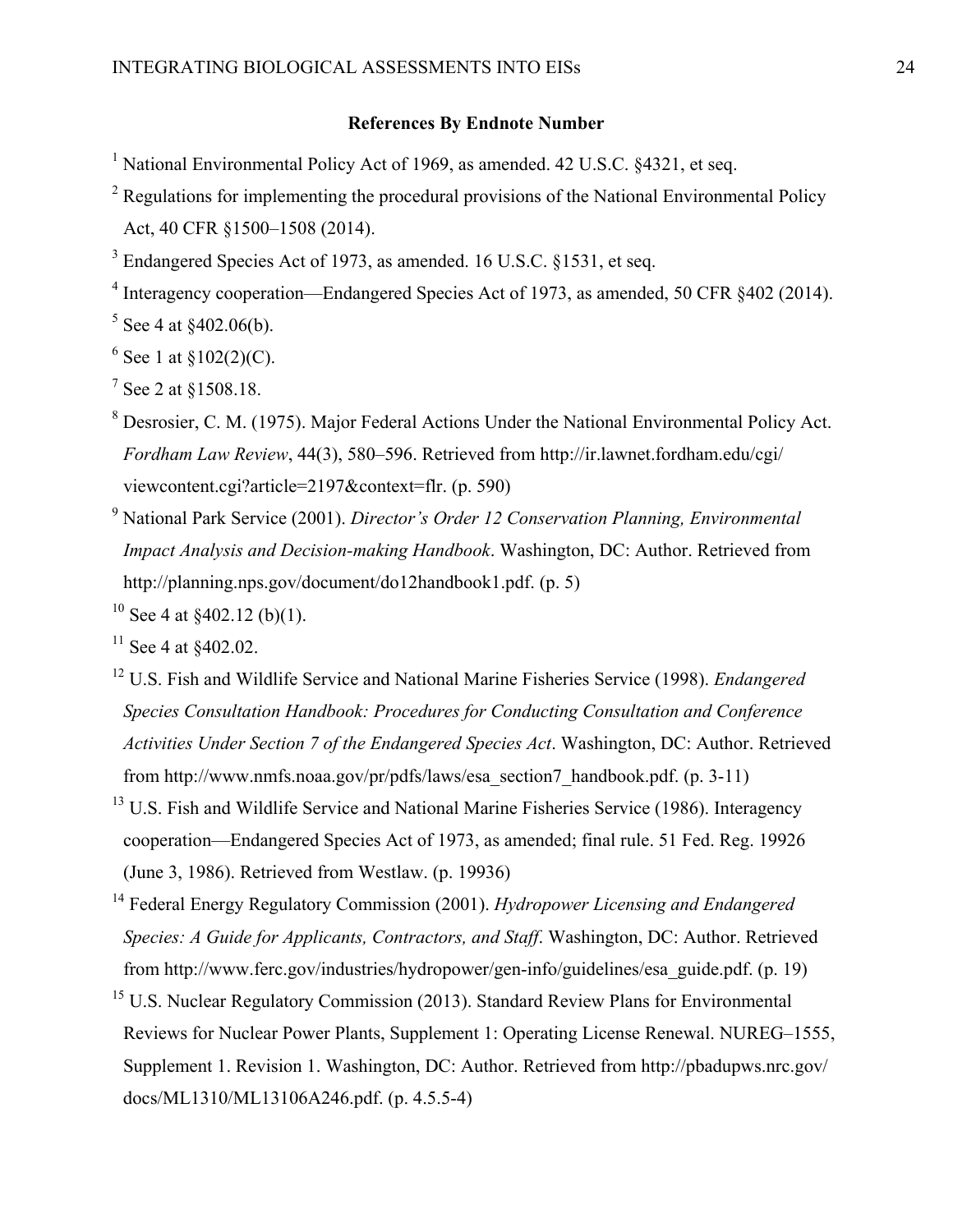**References By Endnote Number**

[1] National Environmental Policy Act of 1969, as amended. 42 U.S.C. §4321, et seq.

[2] Regulations for implementing the procedural provisions of the National Environmental Policy Act, 40 CFR §1500–1508 (2014).

[3] Endangered Species Act of 1973, as amended. 16 U.S.C. §1531, et seq.

[4] Interagency cooperation—Endangered Species Act of 1973, as amended, 50 CFR §402 (2014).

[5] See 4 at §402.06(b).

[6] See 1 at §102(2)(C).

[7] See 2 at §1508.18.

[8] Desrosier, C. M. (1975). Major Federal Actions Under the National Environmental Policy Act. *Fordham Law Review*, 44(3), 580–596. Retrieved from http://ir.lawnet.fordham.edu/cgi/viewcontent.cgi?article=2197&context=flr. (p. 590)

[9] National Park Service (2001). *Director's Order 12 Conservation Planning, Environmental Impact Analysis and Decision-making Handbook*. Washington, DC: Author. Retrieved from http://planning.nps.gov/document/do12handbook1.pdf. (p. 5)

[10] See 4 at §402.12 (b)(1).

[11] See 4 at §402.02.

[12] U.S. Fish and Wildlife Service and National Marine Fisheries Service (1998). *Endangered Species Consultation Handbook: Procedures for Conducting Consultation and Conference Activities Under Section 7 of the Endangered Species Act*. Washington, DC: Author. Retrieved from http://www.nmfs.noaa.gov/pr/pdfs/laws/esa_section7_handbook.pdf. (p. 3-11)

[13] U.S. Fish and Wildlife Service and National Marine Fisheries Service (1986). Interagency cooperation—Endangered Species Act of 1973, as amended; final rule. 51 Fed. Reg. 19926 (June 3, 1986). Retrieved from Westlaw. (p. 19936)

[14] Federal Energy Regulatory Commission (2001). *Hydropower Licensing and Endangered Species: A Guide for Applicants, Contractors, and Staff*. Washington, DC: Author. Retrieved from http://www.ferc.gov/industries/hydropower/gen-info/guidelines/esa_guide.pdf. (p. 19)

[15] U.S. Nuclear Regulatory Commission (2013). Standard Review Plans for Environmental Reviews for Nuclear Power Plants, Supplement 1: Operating License Renewal. NUREG–1555, Supplement 1. Revision 1. Washington, DC: Author. Retrieved from http://pbadupws.nrc.gov/docs/ML1310/ML13106A246.pdf. (p. 4.5.5-4)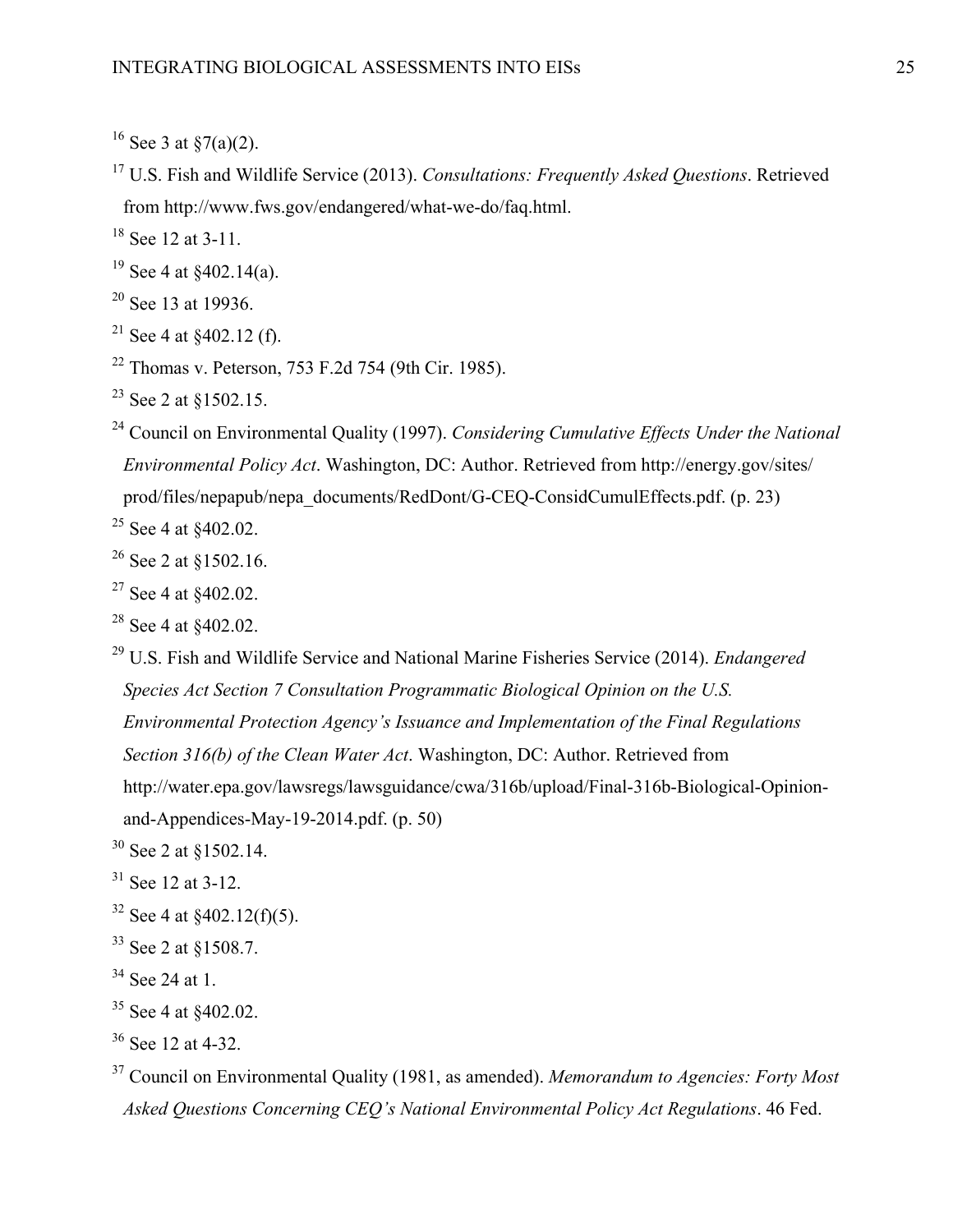[16] See 3 at §7(a)(2).

[17] U.S. Fish and Wildlife Service (2013). *Consultations: Frequently Asked Questions*. Retrieved from http://www.fws.gov/endangered/what-we-do/faq.html.

[18] See 12 at 3-11.

[19] See 4 at §402.14(a).

[20] See 13 at 19936.

[21] See 4 at §402.12 (f).

[22] Thomas v. Peterson, 753 F.2d 754 (9th Cir. 1985).

[23] See 2 at §1502.15.

[24] Council on Environmental Quality (1997). *Considering Cumulative Effects Under the National Environmental Policy Act*. Washington, DC: Author. Retrieved from http://energy.gov/sites/prod/files/nepapub/nepa_documents/RedDont/G-CEQ-ConsidCumulEffects.pdf. (p. 23)

[25] See 4 at §402.02.

[26] See 2 at §1502.16.

[27] See 4 at §402.02.

[28] See 4 at §402.02.

[29] U.S. Fish and Wildlife Service and National Marine Fisheries Service (2014). *Endangered Species Act Section 7 Consultation Programmatic Biological Opinion on the U.S. Environmental Protection Agency's Issuance and Implementation of the Final Regulations Section 316(b) of the Clean Water Act*. Washington, DC: Author. Retrieved from http://water.epa.gov/lawsregs/lawsguidance/cwa/316b/upload/Final-316b-Biological-Opinion-and-Appendices-May-19-2014.pdf. (p. 50)

[30] See 2 at §1502.14.

[31] See 12 at 3-12.

[32] See 4 at §402.12(f)(5).

[33] See 2 at §1508.7.

[34] See 24 at 1.

[35] See 4 at §402.02.

[36] See 12 at 4-32.

[37] Council on Environmental Quality (1981, as amended). *Memorandum to Agencies: Forty Most Asked Questions Concerning CEQ's National Environmental Policy Act Regulations*. 46 Fed.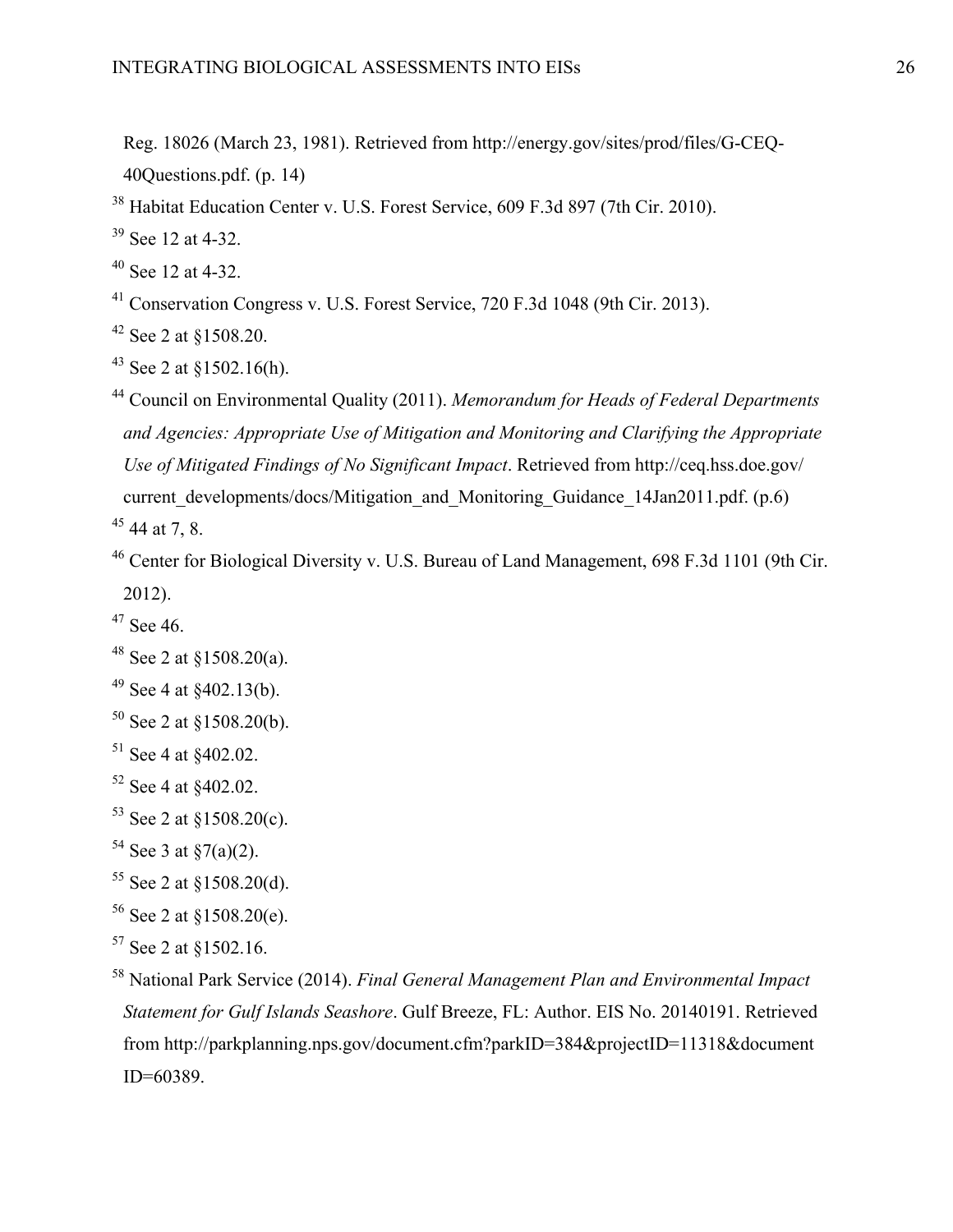Reg. 18026 (March 23, 1981). Retrieved from http://energy.gov/sites/prod/files/G-CEQ-40Questions.pdf. (p. 14)

[38] Habitat Education Center v. U.S. Forest Service, 609 F.3d 897 (7th Cir. 2010).

[39] See 12 at 4-32.

[40] See 12 at 4-32.

[41] Conservation Congress v. U.S. Forest Service, 720 F.3d 1048 (9th Cir. 2013).

[42] See 2 at §1508.20.

[43] See 2 at §1502.16(h).

[44] Council on Environmental Quality (2011). *Memorandum for Heads of Federal Departments and Agencies: Appropriate Use of Mitigation and Monitoring and Clarifying the Appropriate Use of Mitigated Findings of No Significant Impact*. Retrieved from http://ceq.hss.doe.gov/current_developments/docs/Mitigation_and_Monitoring_Guidance_14Jan2011.pdf. (p.6)

[45] 44 at 7, 8.

[46] Center for Biological Diversity v. U.S. Bureau of Land Management, 698 F.3d 1101 (9th Cir. 2012).

[47] See 46.

[48] See 2 at §1508.20(a).

[49] See 4 at §402.13(b).

[50] See 2 at §1508.20(b).

[51] See 4 at §402.02.

[52] See 4 at §402.02.

[53] See 2 at §1508.20(c).

[54] See 3 at §7(a)(2).

[55] See 2 at §1508.20(d).

[56] See 2 at §1508.20(e).

[57] See 2 at §1502.16.

[58] National Park Service (2014). *Final General Management Plan and Environmental Impact Statement for Gulf Islands Seashore*. Gulf Breeze, FL: Author. EIS No. 20140191. Retrieved from http://parkplanning.nps.gov/document.cfm?parkID=384&projectID=11318&documentID=60389.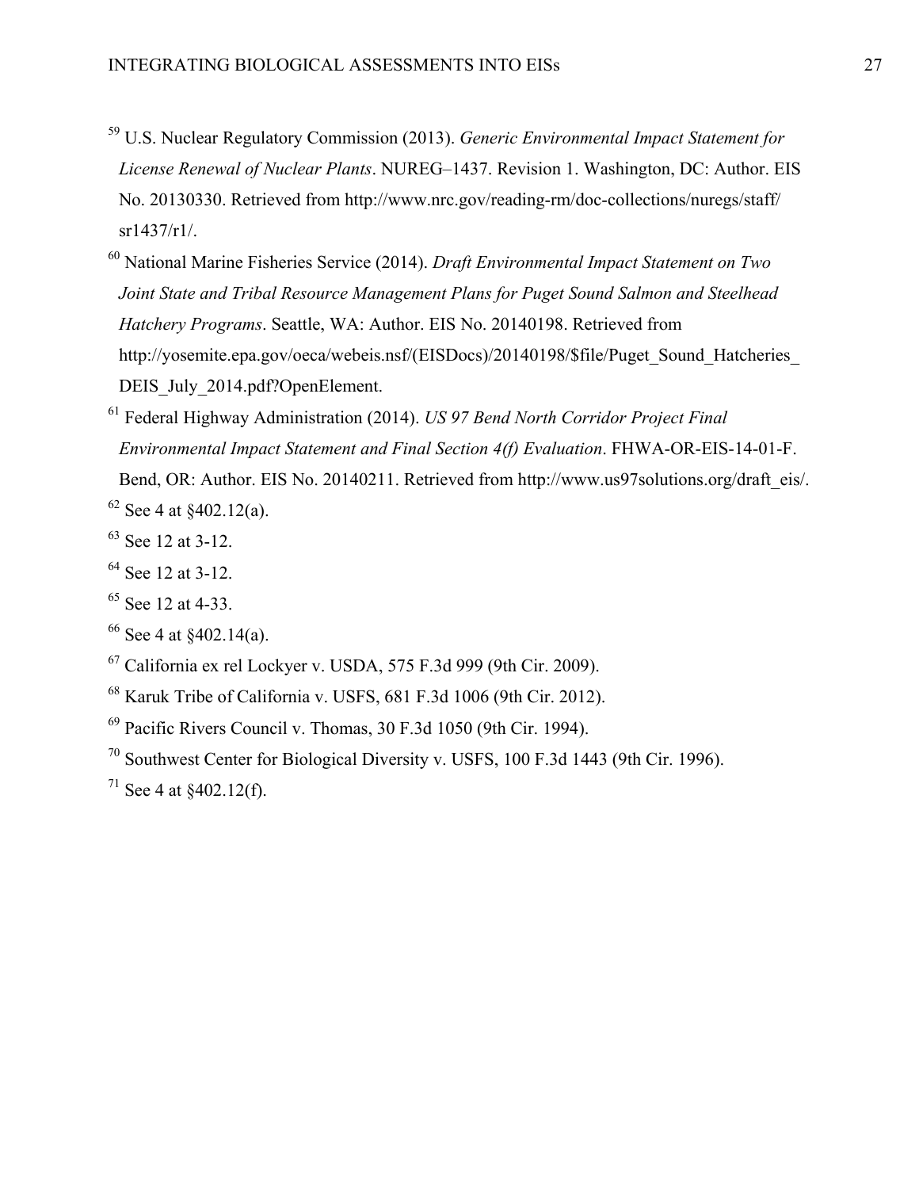[59] U.S. Nuclear Regulatory Commission (2013). *Generic Environmental Impact Statement for License Renewal of Nuclear Plants*. NUREG–1437. Revision 1. Washington, DC: Author. EIS No. 20130330. Retrieved from http://www.nrc.gov/reading-rm/doc-collections/nuregs/staff/sr1437/r1/.

[60] National Marine Fisheries Service (2014). *Draft Environmental Impact Statement on Two Joint State and Tribal Resource Management Plans for Puget Sound Salmon and Steelhead Hatchery Programs*. Seattle, WA: Author. EIS No. 20140198. Retrieved from http://yosemite.epa.gov/oeca/webeis.nsf/(EISDocs)/20140198/$file/Puget_Sound_Hatcheries_DEIS_July_2014.pdf?OpenElement.

[61] Federal Highway Administration (2014). *US 97 Bend North Corridor Project Final Environmental Impact Statement and Final Section 4(f) Evaluation*. FHWA-OR-EIS-14-01-F. Bend, OR: Author. EIS No. 20140211. Retrieved from http://www.us97solutions.org/draft_eis/.

[62] See 4 at §402.12(a).

[63] See 12 at 3-12.

[64] See 12 at 3-12.

[65] See 12 at 4-33.

[66] See 4 at §402.14(a).

[67] California ex rel Lockyer v. USDA, 575 F.3d 999 (9th Cir. 2009).

[68] Karuk Tribe of California v. USFS, 681 F.3d 1006 (9th Cir. 2012).

[69] Pacific Rivers Council v. Thomas, 30 F.3d 1050 (9th Cir. 1994).

[70] Southwest Center for Biological Diversity v. USFS, 100 F.3d 1443 (9th Cir. 1996).

[71] See 4 at §402.12(f).